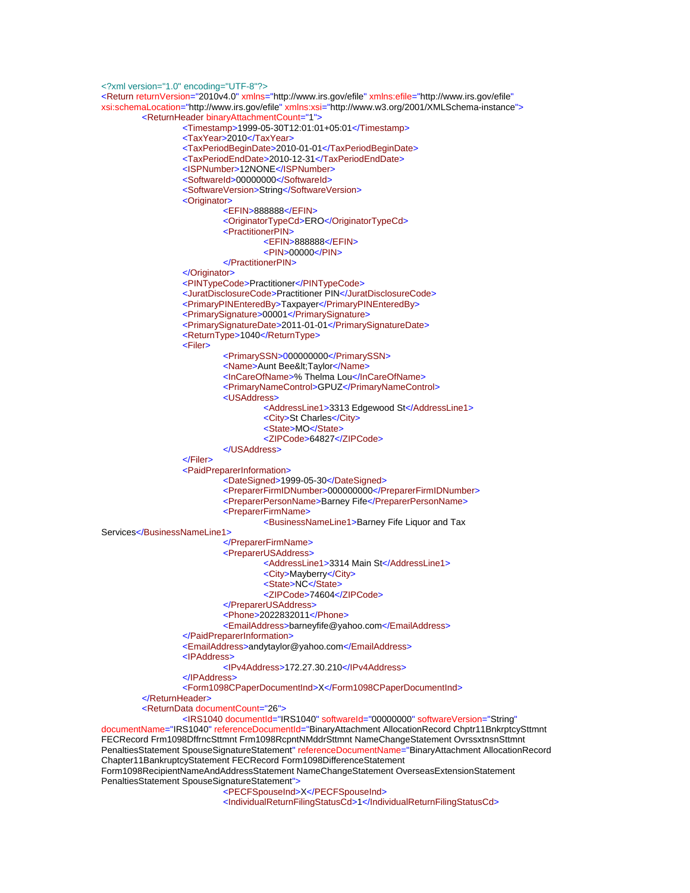```xml
<?xml version="1.0" encoding="UTF-8"?>
<Return returnVersion="2010v4.0" xmlns="http://www.irs.gov/efile" xmlns:efile="http://www.irs.gov/efile"
xsi:schemaLocation="http://www.irs.gov/efile" xmlns:xsi="http://www.w3.org/2001/XMLSchema-instance">
	<ReturnHeader binaryAttachmentCount="1">
		<Timestamp>1999-05-30T12:01:01+05:01</Timestamp>
		<TaxYear>2010</TaxYear>
		<TaxPeriodBeginDate>2010-01-01</TaxPeriodBeginDate>
		<TaxPeriodEndDate>2010-12-31</TaxPeriodEndDate>
		<ISPNumber>12NONE</ISPNumber>
		<SoftwareId>00000000</SoftwareId>
		<SoftwareVersion>String</SoftwareVersion>
		<Originator>
			<EFIN>888888</EFIN>
			<OriginatorTypeCd>ERO</OriginatorTypeCd>
			<PractitionerPIN>
				<EFIN>888888</EFIN>
				<PIN>00000</PIN>
			</PractitionerPIN>
		</Originator>
		<PINTypeCode>Practitioner</PINTypeCode>
		<JuratDisclosureCode>Practitioner PIN</JuratDisclosureCode>
		<PrimaryPINEnteredBy>Taxpayer</PrimaryPINEnteredBy>
		<PrimarySignature>00001</PrimarySignature>
		<PrimarySignatureDate>2011-01-01</PrimarySignatureDate>
		<ReturnType>1040</ReturnType>
		<Filer>
			<PrimarySSN>000000000</PrimarySSN>
			<Name>Aunt Bee&lt;Taylor</Name>
			<InCareOfName>% Thelma Lou</InCareOfName>
			<PrimaryNameControl>GPUZ</PrimaryNameControl>
			<USAddress>
				<AddressLine1>3313 Edgewood St</AddressLine1>
				<City>St Charles</City>
				<State>MO</State>
				<ZIPCode>64827</ZIPCode>
			</USAddress>
		</Filer>
		<PaidPreparerInformation>
			<DateSigned>1999-05-30</DateSigned>
			<PreparerFirmIDNumber>000000000</PreparerFirmIDNumber>
			<PreparerPersonName>Barney Fife</PreparerPersonName>
			<PreparerFirmName>
				<BusinessNameLine1>Barney Fife Liquor and Tax
Services</BusinessNameLine1>
			</PreparerFirmName>
			<PreparerUSAddress>
				<AddressLine1>3314 Main St</AddressLine1>
				<City>Mayberry</City>
				<State>NC</State>
				<ZIPCode>74604</ZIPCode>
			</PreparerUSAddress>
			<Phone>2022832011</Phone>
			<EmailAddress>barneyfife@yahoo.com</EmailAddress>
		</PaidPreparerInformation>
		<EmailAddress>andytaylor@yahoo.com</EmailAddress>
		<IPAddress>
			<IPv4Address>172.27.30.210</IPv4Address>
		</IPAddress>
		<Form1098CPaperDocumentInd>X</Form1098CPaperDocumentInd>
	</ReturnHeader>
	<ReturnData documentCount="26">
		<IRS1040 documentId="IRS1040" softwareId="00000000" softwareVersion="String"
documentName="IRS1040" referenceDocumentId="BinaryAttachment AllocationRecord Chptr11BnkrptcySttmnt
FECRecord Frm1098DffrncSttmnt Frm1098RcpntNMddrSttmnt NameChangeStatement OvrssxtnsnSttmnt
PenaltiesStatement SpouseSignatureStatement" referenceDocumentName="BinaryAttachment AllocationRecord
Chapter11BankruptcyStatement FECRecord Form1098DifferenceStatement
Form1098RecipientNameAndAddressStatement NameChangeStatement OverseasExtensionStatement
PenaltiesStatement SpouseSignatureStatement">
			<PECFSpouseInd>X</PECFSpouseInd>
			<IndividualReturnFilingStatusCd>1</IndividualReturnFilingStatusCd>
```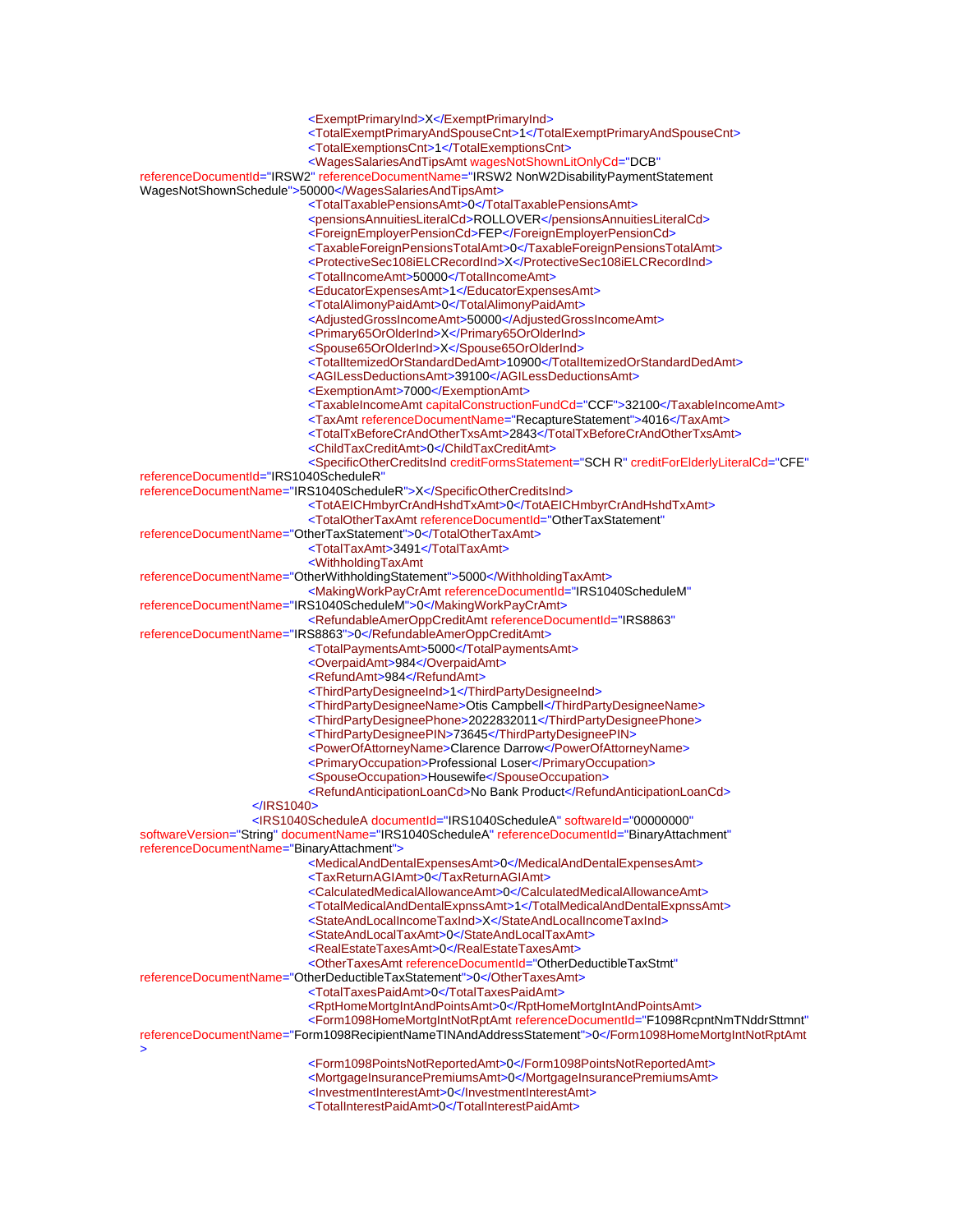```xml
<ExemptPrimaryInd>X</ExemptPrimaryInd>
<TotalExemptPrimaryAndSpouseCnt>1</TotalExemptPrimaryAndSpouseCnt>
<TotalExemptionsCnt>1</TotalExemptionsCnt>
<WagesSalariesAndTipsAmt wagesNotShownLitOnlyCd="DCB" referenceDocumentId="IRSW2" referenceDocumentName="IRSW2 NonW2DisabilityPaymentStatement WagesNotShownSchedule">50000</WagesSalariesAndTipsAmt>
<TotalTaxablePensionsAmt>0</TotalTaxablePensionsAmt>
<pensionsAnnuitiesLiteralCd>ROLLOVER</pensionsAnnuitiesLiteralCd>
<ForeignEmployerPensionCd>FEP</ForeignEmployerPensionCd>
<TaxableForeignPensionsTotalAmt>0</TaxableForeignPensionsTotalAmt>
<ProtectiveSec108iELCRecordInd>X</ProtectiveSec108iELCRecordInd>
<TotalIncomeAmt>50000</TotalIncomeAmt>
<EducatorExpensesAmt>1</EducatorExpensesAmt>
<TotalAlimonyPaidAmt>0</TotalAlimonyPaidAmt>
<AdjustedGrossIncomeAmt>50000</AdjustedGrossIncomeAmt>
<Primary65OrOlderInd>X</Primary65OrOlderInd>
<Spouse65OrOlderInd>X</Spouse65OrOlderInd>
<TotalItemizedOrStandardDedAmt>10900</TotalItemizedOrStandardDedAmt>
<AGILessDeductionsAmt>39100</AGILessDeductionsAmt>
<ExemptionAmt>7000</ExemptionAmt>
<TaxableIncomeAmt capitalConstructionFundCd="CCF">32100</TaxableIncomeAmt>
<TaxAmt referenceDocumentName="RecaptureStatement">4016</TaxAmt>
<TotalTxBeforeCrAndOtherTxsAmt>2843</TotalTxBeforeCrAndOtherTxsAmt>
<ChildTaxCreditAmt>0</ChildTaxCreditAmt>
<SpecificOtherCreditsInd creditFormsStatement="SCH R" creditForElderlyLiteralCd="CFE" referenceDocumentId="IRS1040ScheduleR" referenceDocumentName="IRS1040ScheduleR">X</SpecificOtherCreditsInd>
<TotAEICHmbyrCrAndHshdTxAmt>0</TotAEICHmbyrCrAndHshdTxAmt>
<TotalOtherTaxAmt referenceDocumentId="OtherTaxStatement" referenceDocumentName="OtherTaxStatement">0</TotalOtherTaxAmt>
<TotalTaxAmt>3491</TotalTaxAmt>
<WithholdingTaxAmt referenceDocumentName="OtherWithholdingStatement">5000</WithholdingTaxAmt>
<MakingWorkPayCrAmt referenceDocumentId="IRS1040ScheduleM" referenceDocumentName="IRS1040ScheduleM">0</MakingWorkPayCrAmt>
<RefundableAmerOppCreditAmt referenceDocumentId="IRS8863" referenceDocumentName="IRS8863">0</RefundableAmerOppCreditAmt>
<TotalPaymentsAmt>5000</TotalPaymentsAmt>
<OverpaidAmt>984</OverpaidAmt>
<RefundAmt>984</RefundAmt>
<ThirdPartyDesigneeInd>1</ThirdPartyDesigneeInd>
<ThirdPartyDesigneeName>Otis Campbell</ThirdPartyDesigneeName>
<ThirdPartyDesigneePhone>2022832011</ThirdPartyDesigneePhone>
<ThirdPartyDesigneePIN>73645</ThirdPartyDesigneePIN>
<PowerOfAttorneyName>Clarence Darrow</PowerOfAttorneyName>
<PrimaryOccupation>Professional Loser</PrimaryOccupation>
<SpouseOccupation>Housewife</SpouseOccupation>
<RefundAnticipationLoanCd>No Bank Product</RefundAnticipationLoanCd>
</IRS1040>
<IRS1040ScheduleA documentId="IRS1040ScheduleA" softwareId="00000000" softwareVersion="String" documentName="IRS1040ScheduleA" referenceDocumentId="BinaryAttachment" referenceDocumentName="BinaryAttachment">
<MedicalAndDentalExpensesAmt>0</MedicalAndDentalExpensesAmt>
<TaxReturnAGIAmt>0</TaxReturnAGIAmt>
<CalculatedMedicalAllowanceAmt>0</CalculatedMedicalAllowanceAmt>
<TotalMedicalAndDentalExpnssAmt>1</TotalMedicalAndDentalExpnssAmt>
<StateAndLocalIncomeTaxInd>X</StateAndLocalIncomeTaxInd>
<StateAndLocalTaxAmt>0</StateAndLocalTaxAmt>
<RealEstateTaxesAmt>0</RealEstateTaxesAmt>
<OtherTaxesAmt referenceDocumentId="OtherDeductibleTaxStmt" referenceDocumentName="OtherDeductibleTaxStatement">0</OtherTaxesAmt>
<TotalTaxesPaidAmt>0</TotalTaxesPaidAmt>
<RptHomeMortgIntAndPointsAmt>0</RptHomeMortgIntAndPointsAmt>
<Form1098HomeMortgIntNotRptAmt referenceDocumentId="F1098RcpntNmTNddrSttmnt" referenceDocumentName="Form1098RecipientNameTINAndAddressStatement">0</Form1098HomeMortgIntNotRptAmt
>
<Form1098PointsNotReportedAmt>0</Form1098PointsNotReportedAmt>
<MortgageInsurancePremiumsAmt>0</MortgageInsurancePremiumsAmt>
<InvestmentInterestAmt>0</InvestmentInterestAmt>
<TotalInterestPaidAmt>0</TotalInterestPaidAmt>
```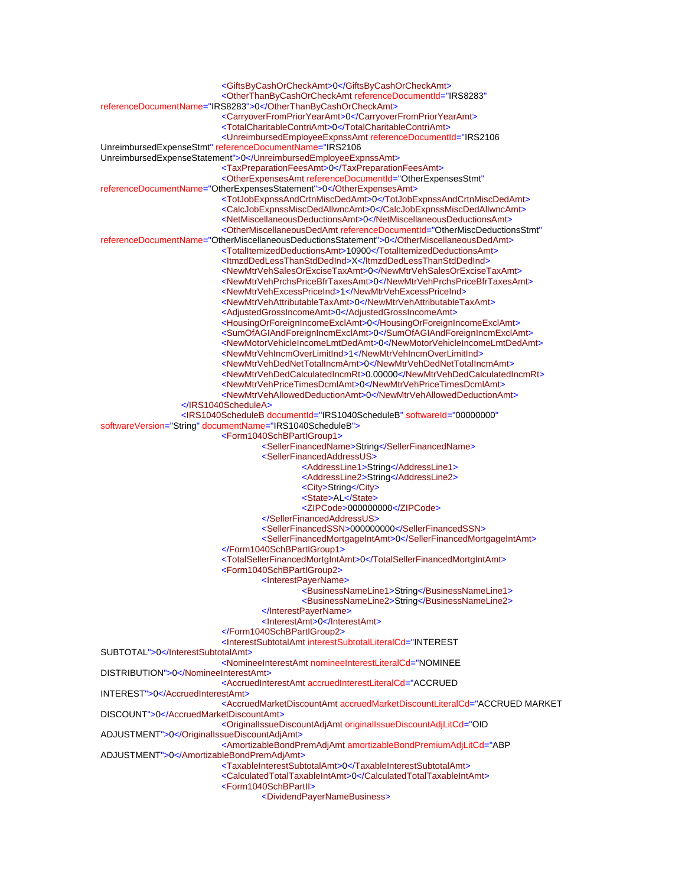```xml
<GiftsByCashOrCheckAmt>0</GiftsByCashOrCheckAmt>
<OtherThanByCashOrCheckAmt referenceDocumentId="IRS8283" referenceDocumentName="IRS8283">0</OtherThanByCashOrCheckAmt>
<CarryoverFromPriorYearAmt>0</CarryoverFromPriorYearAmt>
<TotalCharitableContriAmt>0</TotalCharitableContriAmt>
<UnreimbursedEmployeeExpnssAmt referenceDocumentId="IRS2106 UnreimbursedExpenseStmt" referenceDocumentName="IRS2106 UnreimbursedExpenseStatement">0</UnreimbursedEmployeeExpnssAmt>
<TaxPreparationFeesAmt>0</TaxPreparationFeesAmt>
<OtherExpensesAmt referenceDocumentId="OtherExpensesStmt" referenceDocumentName="OtherExpensesStatement">0</OtherExpensesAmt>
<TotJobExpnssAndCrtnMiscDedAmt>0</TotJobExpnssAndCrtnMiscDedAmt>
<CalcJobExpnssMiscDedAllwncAmt>0</CalcJobExpnssMiscDedAllwncAmt>
<NetMiscellaneousDeductionsAmt>0</NetMiscellaneousDeductionsAmt>
<OtherMiscellaneousDedAmt referenceDocumentId="OtherMiscDeductionsStmt" referenceDocumentName="OtherMiscellaneousDeductionsStatement">0</OtherMiscellaneousDedAmt>
<TotalItemizedDeductionsAmt>10900</TotalItemizedDeductionsAmt>
<ItmzdDedLessThanStdDedInd>X</ItmzdDedLessThanStdDedInd>
<NewMtrVehSalesOrExciseTaxAmt>0</NewMtrVehSalesOrExciseTaxAmt>
<NewMtrVehPrchsPriceBfrTaxesAmt>0</NewMtrVehPrchsPriceBfrTaxesAmt>
<NewMtrVehExcessPriceInd>1</NewMtrVehExcessPriceInd>
<NewMtrVehAttributableTaxAmt>0</NewMtrVehAttributableTaxAmt>
<AdjustedGrossIncomeAmt>0</AdjustedGrossIncomeAmt>
<HousingOrForeignIncomeExclAmt>0</HousingOrForeignIncomeExclAmt>
<SumOfAGIAndForeignIncmExclAmt>0</SumOfAGIAndForeignIncmExclAmt>
<NewMotorVehicleIncomeLmtDedAmt>0</NewMotorVehicleIncomeLmtDedAmt>
<NewMtrVehIncmOverLimitInd>1</NewMtrVehIncmOverLimitInd>
<NewMtrVehDedNetTotalIncmAmt>0</NewMtrVehDedNetTotalIncmAmt>
<NewMtrVehDedCalculatedIncmRt>0.00000</NewMtrVehDedCalculatedIncmRt>
<NewMtrVehPriceTimesDcmlAmt>0</NewMtrVehPriceTimesDcmlAmt>
<NewMtrVehAllowedDeductionAmt>0</NewMtrVehAllowedDeductionAmt>
</IRS1040ScheduleA>
<IRS1040ScheduleB documentId="IRS1040ScheduleB" softwareId="00000000" softwareVersion="String" documentName="IRS1040ScheduleB">
<Form1040SchBPartIGroup1>
<SellerFinancedName>String</SellerFinancedName>
<SellerFinancedAddressUS>
<AddressLine1>String</AddressLine1>
<AddressLine2>String</AddressLine2>
<City>String</City>
<State>AL</State>
<ZIPCode>000000000</ZIPCode>
</SellerFinancedAddressUS>
<SellerFinancedSSN>000000000</SellerFinancedSSN>
<SellerFinancedMortgageIntAmt>0</SellerFinancedMortgageIntAmt>
</Form1040SchBPartIGroup1>
<TotalSellerFinancedMortgIntAmt>0</TotalSellerFinancedMortgIntAmt>
<Form1040SchBPartIGroup2>
<InterestPayerName>
<BusinessNameLine1>String</BusinessNameLine1>
<BusinessNameLine2>String</BusinessNameLine2>
</InterestPayerName>
<InterestAmt>0</InterestAmt>
</Form1040SchBPartIGroup2>
<InterestSubtotalAmt interestSubtotalLiteralCd="INTEREST SUBTOTAL">0</InterestSubtotalAmt>
<NomineeInterestAmt nomineeInterestLiteralCd="NOMINEE DISTRIBUTION">0</NomineeInterestAmt>
<AccruedInterestAmt accruedInterestLiteralCd="ACCRUED INTEREST">0</AccruedInterestAmt>
<AccruedMarketDiscountAmt accruedMarketDiscountLiteralCd="ACCRUED MARKET DISCOUNT">0</AccruedMarketDiscountAmt>
<OriginalIssueDiscountAdjAmt originalIssueDiscountAdjLitCd="OID ADJUSTMENT">0</OriginalIssueDiscountAdjAmt>
<AmortizableBondPremAdjAmt amortizableBondPremiumAdjLitCd="ABP ADJUSTMENT">0</AmortizableBondPremAdjAmt>
<TaxableInterestSubtotalAmt>0</TaxableInterestSubtotalAmt>
<CalculatedTotalTaxableIntAmt>0</CalculatedTotalTaxableIntAmt>
<Form1040SchBPartII>
<DividendPayerNameBusiness>
```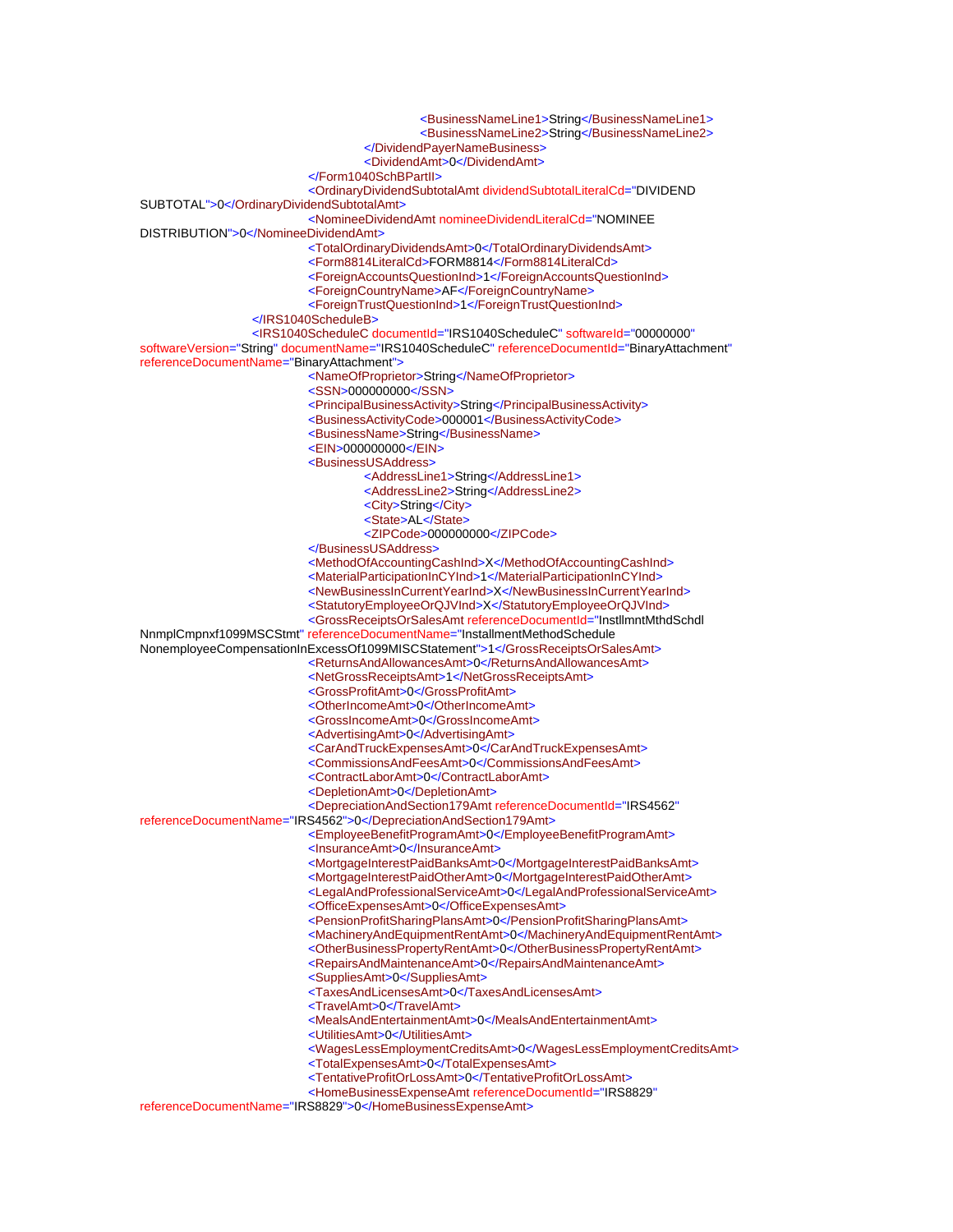```
<BusinessNameLine1>String</BusinessNameLine1>
<BusinessNameLine2>String</BusinessNameLine2>
</DividendPayerNameBusiness>
<DividendAmt>0</DividendAmt>
</Form1040SchBPartII>
<OrdinaryDividendSubtotalAmt dividendSubtotalLiteralCd="DIVIDEND
SUBTOTAL">0</OrdinaryDividendSubtotalAmt>
<NomineeDividendAmt nomineeDividendLiteralCd="NOMINEE
DISTRIBUTION">0</NomineeDividendAmt>
<TotalOrdinaryDividendsAmt>0</TotalOrdinaryDividendsAmt>
<Form8814LiteralCd>FORM8814</Form8814LiteralCd>
<ForeignAccountsQuestionInd>1</ForeignAccountsQuestionInd>
<ForeignCountryName>AF</ForeignCountryName>
<ForeignTrustQuestionInd>1</ForeignTrustQuestionInd>
</IRS1040ScheduleB>
<IRS1040ScheduleC documentId="IRS1040ScheduleC" softwareId="00000000"
softwareVersion="String" documentName="IRS1040ScheduleC" referenceDocumentId="BinaryAttachment"
referenceDocumentName="BinaryAttachment">
<NameOfProprietor>String</NameOfProprietor>
<SSN>000000000</SSN>
<PrincipalBusinessActivity>String</PrincipalBusinessActivity>
<BusinessActivityCode>000001</BusinessActivityCode>
<BusinessName>String</BusinessName>
<EIN>000000000</EIN>
<BusinessUSAddress>
<AddressLine1>String</AddressLine1>
<AddressLine2>String</AddressLine2>
<City>String</City>
<State>AL</State>
<ZIPCode>000000000</ZIPCode>
</BusinessUSAddress>
<MethodOfAccountingCashInd>X</MethodOfAccountingCashInd>
<MaterialParticipationInCYInd>1</MaterialParticipationInCYInd>
<NewBusinessInCurrentYearInd>X</NewBusinessInCurrentYearInd>
<StatutoryEmployeeOrQJVInd>X</StatutoryEmployeeOrQJVInd>
<GrossReceiptsOrSalesAmt referenceDocumentId="InstllmntMthdSchdl
NnmplCmpnxf1099MSCStmt" referenceDocumentName="InstallmentMethodSchedule
NonemployeeCompensationInExcessOf1099MISCStatement">1</GrossReceiptsOrSalesAmt>
<ReturnsAndAllowancesAmt>0</ReturnsAndAllowancesAmt>
<NetGrossReceiptsAmt>1</NetGrossReceiptsAmt>
<GrossProfitAmt>0</GrossProfitAmt>
<OtherIncomeAmt>0</OtherIncomeAmt>
<GrossIncomeAmt>0</GrossIncomeAmt>
<AdvertisingAmt>0</AdvertisingAmt>
<CarAndTruckExpensesAmt>0</CarAndTruckExpensesAmt>
<CommissionsAndFeesAmt>0</CommissionsAndFeesAmt>
<ContractLaborAmt>0</ContractLaborAmt>
<DepletionAmt>0</DepletionAmt>
<DepreciationAndSection179Amt referenceDocumentId="IRS4562"
referenceDocumentName="IRS4562">0</DepreciationAndSection179Amt>
<EmployeeBenefitProgramAmt>0</EmployeeBenefitProgramAmt>
<InsuranceAmt>0</InsuranceAmt>
<MortgageInterestPaidBanksAmt>0</MortgageInterestPaidBanksAmt>
<MortgageInterestPaidOtherAmt>0</MortgageInterestPaidOtherAmt>
<LegalAndProfessionalServiceAmt>0</LegalAndProfessionalServiceAmt>
<OfficeExpensesAmt>0</OfficeExpensesAmt>
<PensionProfitSharingPlansAmt>0</PensionProfitSharingPlansAmt>
<MachineryAndEquipmentRentAmt>0</MachineryAndEquipmentRentAmt>
<OtherBusinessPropertyRentAmt>0</OtherBusinessPropertyRentAmt>
<RepairsAndMaintenanceAmt>0</RepairsAndMaintenanceAmt>
<SuppliesAmt>0</SuppliesAmt>
<TaxesAndLicensesAmt>0</TaxesAndLicensesAmt>
<TravelAmt>0</TravelAmt>
<MealsAndEntertainmentAmt>0</MealsAndEntertainmentAmt>
<UtilitiesAmt>0</UtilitiesAmt>
<WagesLessEmploymentCreditsAmt>0</WagesLessEmploymentCreditsAmt>
<TotalExpensesAmt>0</TotalExpensesAmt>
<TentativeProfitOrLossAmt>0</TentativeProfitOrLossAmt>
<HomeBusinessExpenseAmt referenceDocumentId="IRS8829"
referenceDocumentName="IRS8829">0</HomeBusinessExpenseAmt>
```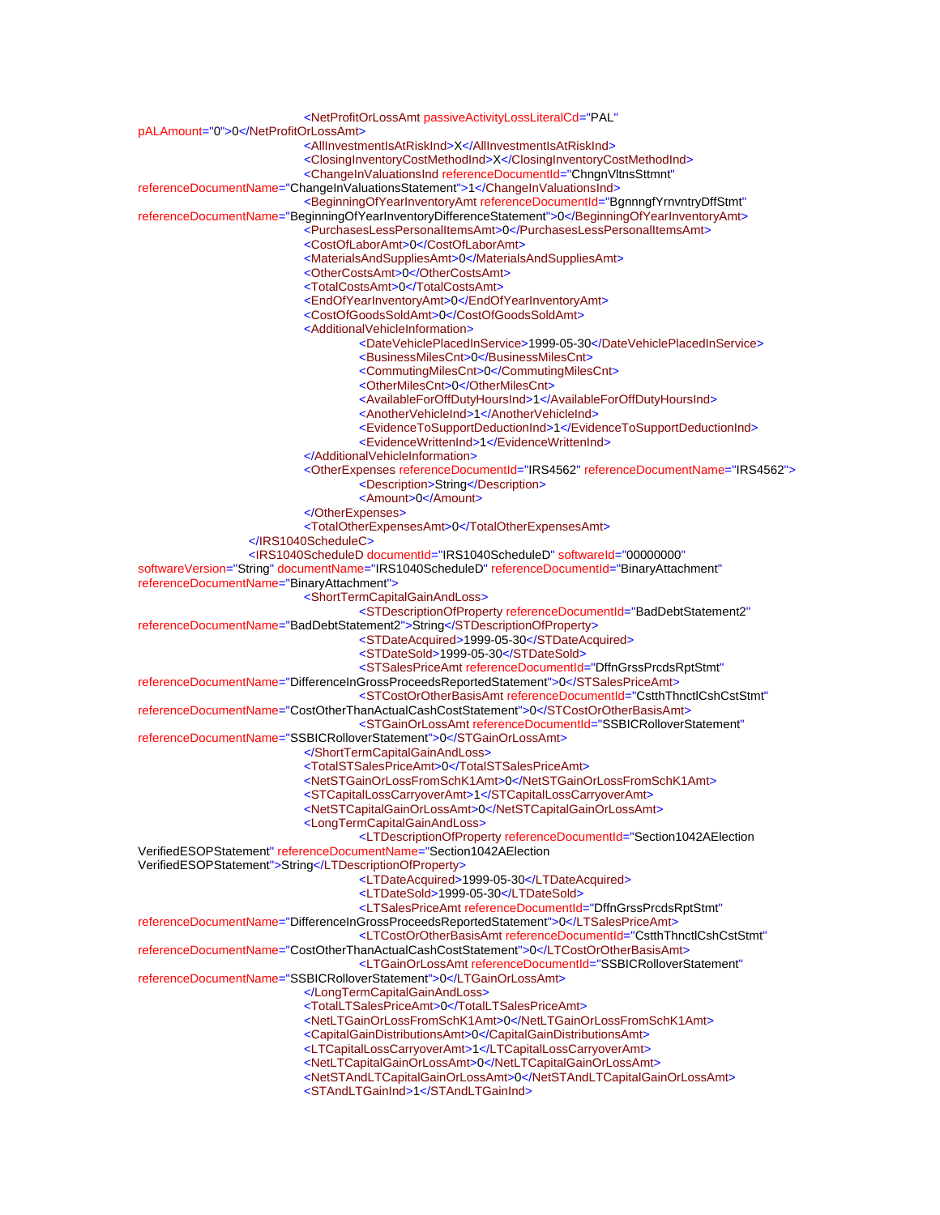```xml
					<NetProfitOrLossAmt passiveActivityLossLiteralCd="PAL" pALAmount="0">0</NetProfitOrLossAmt>
					<AllInvestmentIsAtRiskInd>X</AllInvestmentIsAtRiskInd>
					<ClosingInventoryCostMethodInd>X</ClosingInventoryCostMethodInd>
					<ChangeInValuationsInd referenceDocumentId="ChngnVltnsSttmnt" referenceDocumentName="ChangeInValuationsStatement">1</ChangeInValuationsInd>
					<BeginningOfYearInventoryAmt referenceDocumentId="BgnnngfYrnvntryDffStmt" referenceDocumentName="BeginningOfYearInventoryDifferenceStatement">0</BeginningOfYearInventoryAmt>
					<PurchasesLessPersonalItemsAmt>0</PurchasesLessPersonalItemsAmt>
					<CostOfLaborAmt>0</CostOfLaborAmt>
					<MaterialsAndSuppliesAmt>0</MaterialsAndSuppliesAmt>
					<OtherCostsAmt>0</OtherCostsAmt>
					<TotalCostsAmt>0</TotalCostsAmt>
					<EndOfYearInventoryAmt>0</EndOfYearInventoryAmt>
					<CostOfGoodsSoldAmt>0</CostOfGoodsSoldAmt>
					<AdditionalVehicleInformation>
						<DateVehiclePlacedInService>1999-05-30</DateVehiclePlacedInService>
						<BusinessMilesCnt>0</BusinessMilesCnt>
						<CommutingMilesCnt>0</CommutingMilesCnt>
						<OtherMilesCnt>0</OtherMilesCnt>
						<AvailableForOffDutyHoursInd>1</AvailableForOffDutyHoursInd>
						<AnotherVehicleInd>1</AnotherVehicleInd>
						<EvidenceToSupportDeductionInd>1</EvidenceToSupportDeductionInd>
						<EvidenceWrittenInd>1</EvidenceWrittenInd>
					</AdditionalVehicleInformation>
					<OtherExpenses referenceDocumentId="IRS4562" referenceDocumentName="IRS4562">
						<Description>String</Description>
						<Amount>0</Amount>
					</OtherExpenses>
					<TotalOtherExpensesAmt>0</TotalOtherExpensesAmt>
				</IRS1040ScheduleC>
				<IRS1040ScheduleD documentId="IRS1040ScheduleD" softwareId="00000000" softwareVersion="String" documentName="IRS1040ScheduleD" referenceDocumentId="BinaryAttachment" referenceDocumentName="BinaryAttachment">
					<ShortTermCapitalGainAndLoss>
						<STDescriptionOfProperty referenceDocumentId="BadDebtStatement2" referenceDocumentName="BadDebtStatement2">String</STDescriptionOfProperty>
						<STDateAcquired>1999-05-30</STDateAcquired>
						<STDateSold>1999-05-30</STDateSold>
						<STSalesPriceAmt referenceDocumentId="DffnGrssPrcdsRptStmt" referenceDocumentName="DifferenceInGrossProceedsReportedStatement">0</STSalesPriceAmt>
						<STCostOrOtherBasisAmt referenceDocumentId="CstthThnctlCshCstStmt" referenceDocumentName="CostOtherThanActualCashCostStatement">0</STCostOrOtherBasisAmt>
						<STGainOrLossAmt referenceDocumentId="SSBICRolloverStatement" referenceDocumentName="SSBICRolloverStatement">0</STGainOrLossAmt>
					</ShortTermCapitalGainAndLoss>
					<TotalSTSalesPriceAmt>0</TotalSTSalesPriceAmt>
					<NetSTGainOrLossFromSchK1Amt>0</NetSTGainOrLossFromSchK1Amt>
					<STCapitalLossCarryoverAmt>1</STCapitalLossCarryoverAmt>
					<NetSTCapitalGainOrLossAmt>0</NetSTCapitalGainOrLossAmt>
					<LongTermCapitalGainAndLoss>
						<LTDescriptionOfProperty referenceDocumentId="Section1042AElection VerifiedESOPStatement" referenceDocumentName="Section1042AElection VerifiedESOPStatement">String</LTDescriptionOfProperty>
						<LTDateAcquired>1999-05-30</LTDateAcquired>
						<LTDateSold>1999-05-30</LTDateSold>
						<LTSalesPriceAmt referenceDocumentId="DffnGrssPrcdsRptStmt" referenceDocumentName="DifferenceInGrossProceedsReportedStatement">0</LTSalesPriceAmt>
						<LTCostOrOtherBasisAmt referenceDocumentId="CstthThnctlCshCstStmt" referenceDocumentName="CostOtherThanActualCashCostStatement">0</LTCostOrOtherBasisAmt>
						<LTGainOrLossAmt referenceDocumentId="SSBICRolloverStatement" referenceDocumentName="SSBICRolloverStatement">0</LTGainOrLossAmt>
					</LongTermCapitalGainAndLoss>
					<TotalLTSalesPriceAmt>0</TotalLTSalesPriceAmt>
					<NetLTGainOrLossFromSchK1Amt>0</NetLTGainOrLossFromSchK1Amt>
					<CapitalGainDistributionsAmt>0</CapitalGainDistributionsAmt>
					<LTCapitalLossCarryoverAmt>1</LTCapitalLossCarryoverAmt>
					<NetLTCapitalGainOrLossAmt>0</NetLTCapitalGainOrLossAmt>
					<NetSTAndLTCapitalGainOrLossAmt>0</NetSTAndLTCapitalGainOrLossAmt>
					<STAndLTGainInd>1</STAndLTGainInd>
```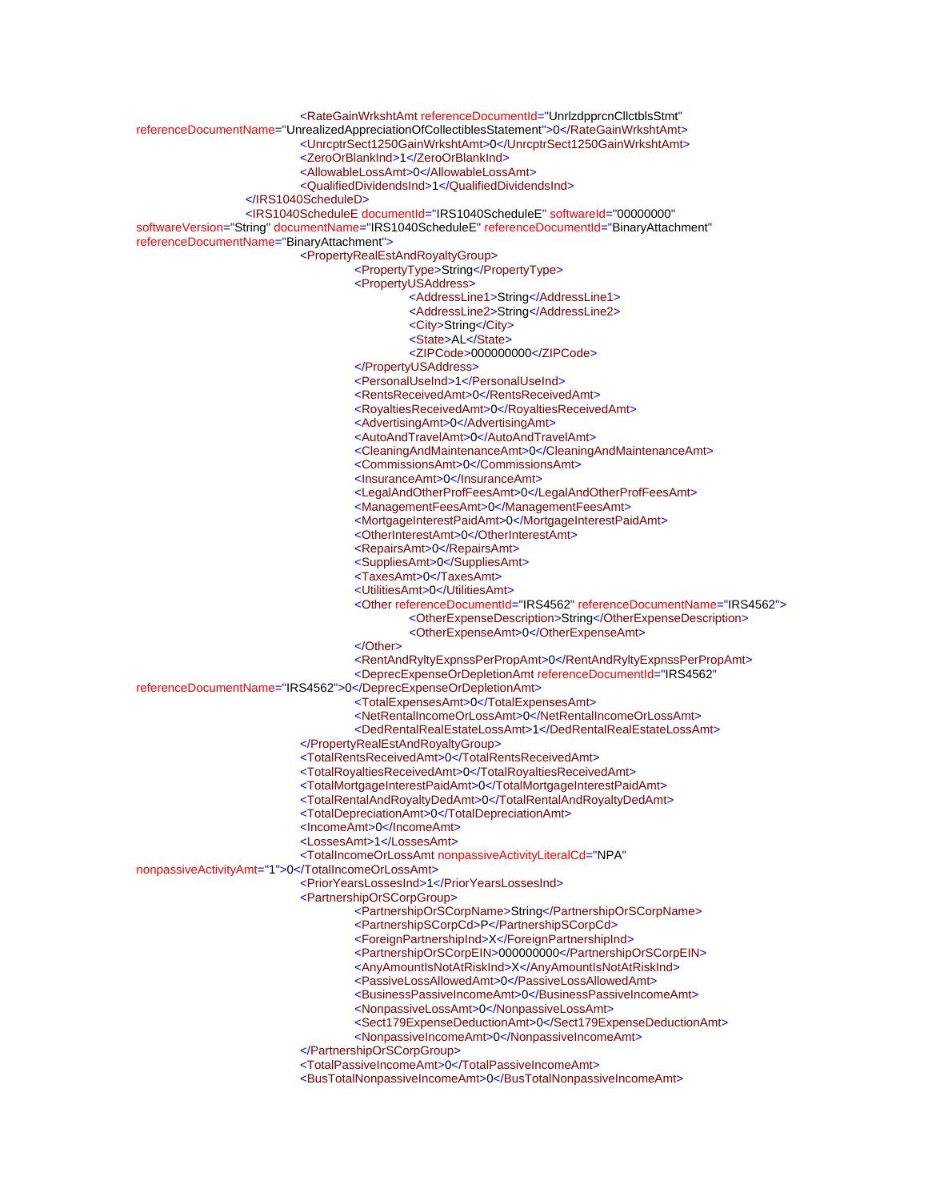```xml
<RateGainWrkshtAmt referenceDocumentId="UnrlzdpprcnCllctblsStmt" referenceDocumentName="UnrealizedAppreciationOfCollectiblesStatement">0</RateGainWrkshtAmt>
<UnrcptrSect1250GainWrkshtAmt>0</UnrcptrSect1250GainWrkshtAmt>
<ZeroOrBlankInd>1</ZeroOrBlankInd>
<AllowableLossAmt>0</AllowableLossAmt>
<QualifiedDividendsInd>1</QualifiedDividendsInd>
</IRS1040ScheduleD>
<IRS1040ScheduleE documentId="IRS1040ScheduleE" softwareId="00000000" softwareVersion="String" documentName="IRS1040ScheduleE" referenceDocumentId="BinaryAttachment" referenceDocumentName="BinaryAttachment">
	<PropertyRealEstAndRoyaltyGroup>
		<PropertyType>String</PropertyType>
		<PropertyUSAddress>
			<AddressLine1>String</AddressLine1>
			<AddressLine2>String</AddressLine2>
			<City>String</City>
			<State>AL</State>
			<ZIPCode>000000000</ZIPCode>
		</PropertyUSAddress>
		<PersonalUseInd>1</PersonalUseInd>
		<RentsReceivedAmt>0</RentsReceivedAmt>
		<RoyaltiesReceivedAmt>0</RoyaltiesReceivedAmt>
		<AdvertisingAmt>0</AdvertisingAmt>
		<AutoAndTravelAmt>0</AutoAndTravelAmt>
		<CleaningAndMaintenanceAmt>0</CleaningAndMaintenanceAmt>
		<CommissionsAmt>0</CommissionsAmt>
		<InsuranceAmt>0</InsuranceAmt>
		<LegalAndOtherProfFeesAmt>0</LegalAndOtherProfFeesAmt>
		<ManagementFeesAmt>0</ManagementFeesAmt>
		<MortgageInterestPaidAmt>0</MortgageInterestPaidAmt>
		<OtherInterestAmt>0</OtherInterestAmt>
		<RepairsAmt>0</RepairsAmt>
		<SuppliesAmt>0</SuppliesAmt>
		<TaxesAmt>0</TaxesAmt>
		<UtilitiesAmt>0</UtilitiesAmt>
		<Other referenceDocumentId="IRS4562" referenceDocumentName="IRS4562">
			<OtherExpenseDescription>String</OtherExpenseDescription>
			<OtherExpenseAmt>0</OtherExpenseAmt>
		</Other>
		<RentAndRyltyExpnssPerPropAmt>0</RentAndRyltyExpnssPerPropAmt>
		<DeprecExpenseOrDepletionAmt referenceDocumentId="IRS4562" referenceDocumentName="IRS4562">0</DeprecExpenseOrDepletionAmt>
		<TotalExpensesAmt>0</TotalExpensesAmt>
		<NetRentalIncomeOrLossAmt>0</NetRentalIncomeOrLossAmt>
		<DedRentalRealEstateLossAmt>1</DedRentalRealEstateLossAmt>
	</PropertyRealEstAndRoyaltyGroup>
	<TotalRentsReceivedAmt>0</TotalRentsReceivedAmt>
	<TotalRoyaltiesReceivedAmt>0</TotalRoyaltiesReceivedAmt>
	<TotalMortgageInterestPaidAmt>0</TotalMortgageInterestPaidAmt>
	<TotalRentalAndRoyaltyDedAmt>0</TotalRentalAndRoyaltyDedAmt>
	<TotalDepreciationAmt>0</TotalDepreciationAmt>
	<IncomeAmt>0</IncomeAmt>
	<LossesAmt>1</LossesAmt>
	<TotalIncomeOrLossAmt nonpassiveActivityLiteralCd="NPA" nonpassiveActivityAmt="1">0</TotalIncomeOrLossAmt>
	<PriorYearsLossesInd>1</PriorYearsLossesInd>
	<PartnershipOrSCorpGroup>
		<PartnershipOrSCorpName>String</PartnershipOrSCorpName>
		<PartnershipSCorpCd>P</PartnershipSCorpCd>
		<ForeignPartnershipInd>X</ForeignPartnershipInd>
		<PartnershipOrSCorpEIN>000000000</PartnershipOrSCorpEIN>
		<AnyAmountIsNotAtRiskInd>X</AnyAmountIsNotAtRiskInd>
		<PassiveLossAllowedAmt>0</PassiveLossAllowedAmt>
		<BusinessPassiveIncomeAmt>0</BusinessPassiveIncomeAmt>
		<NonpassiveLossAmt>0</NonpassiveLossAmt>
		<Sect179ExpenseDeductionAmt>0</Sect179ExpenseDeductionAmt>
		<NonpassiveIncomeAmt>0</NonpassiveIncomeAmt>
	</PartnershipOrSCorpGroup>
	<TotalPassiveIncomeAmt>0</TotalPassiveIncomeAmt>
	<BusTotalNonpassiveIncomeAmt>0</BusTotalNonpassiveIncomeAmt>
```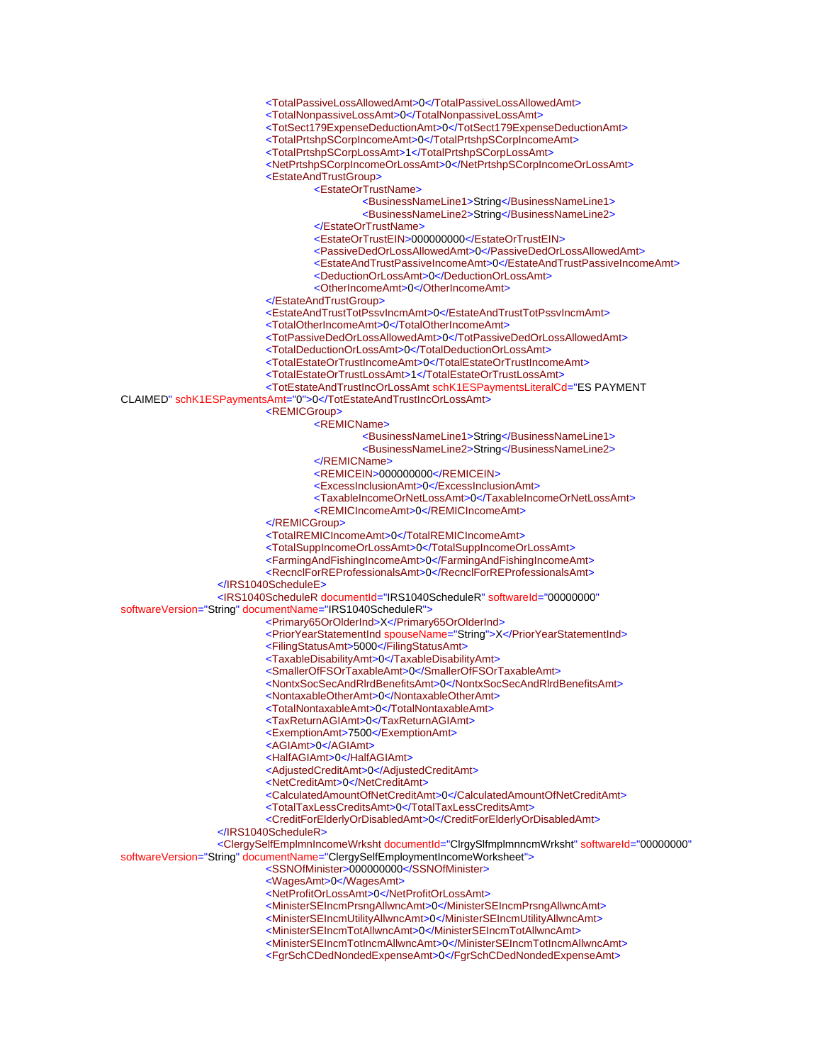```xml
<TotalPassiveLossAllowedAmt>0</TotalPassiveLossAllowedAmt>
<TotalNonpassiveLossAmt>0</TotalNonpassiveLossAmt>
<TotSect179ExpenseDeductionAmt>0</TotSect179ExpenseDeductionAmt>
<TotalPrtshpSCorpIncomeAmt>0</TotalPrtshpSCorpIncomeAmt>
<TotalPrtshpSCorpLossAmt>1</TotalPrtshpSCorpLossAmt>
<NetPrtshpSCorpIncomeOrLossAmt>0</NetPrtshpSCorpIncomeOrLossAmt>
<EstateAndTrustGroup>
	<EstateOrTrustName>
		<BusinessNameLine1>String</BusinessNameLine1>
		<BusinessNameLine2>String</BusinessNameLine2>
	</EstateOrTrustName>
	<EstateOrTrustEIN>000000000</EstateOrTrustEIN>
	<PassiveDedOrLossAllowedAmt>0</PassiveDedOrLossAllowedAmt>
	<EstateAndTrustPassiveIncomeAmt>0</EstateAndTrustPassiveIncomeAmt>
	<DeductionOrLossAmt>0</DeductionOrLossAmt>
	<OtherIncomeAmt>0</OtherIncomeAmt>
</EstateAndTrustGroup>
<EstateAndTrustTotPssvIncmAmt>0</EstateAndTrustTotPssvIncmAmt>
<TotalOtherIncomeAmt>0</TotalOtherIncomeAmt>
<TotPassiveDedOrLossAllowedAmt>0</TotPassiveDedOrLossAllowedAmt>
<TotalDeductionOrLossAmt>0</TotalDeductionOrLossAmt>
<TotalEstateOrTrustIncomeAmt>0</TotalEstateOrTrustIncomeAmt>
<TotalEstateOrTrustLossAmt>1</TotalEstateOrTrustLossAmt>
<TotEstateAndTrustIncOrLossAmt schK1ESPaymentsLiteralCd="ES PAYMENT CLAIMED" schK1ESPaymentsAmt="0">0</TotEstateAndTrustIncOrLossAmt>
<REMICGroup>
	<REMICName>
		<BusinessNameLine1>String</BusinessNameLine1>
		<BusinessNameLine2>String</BusinessNameLine2>
	</REMICName>
	<REMICEIN>000000000</REMICEIN>
	<ExcessInclusionAmt>0</ExcessInclusionAmt>
	<TaxableIncomeOrNetLossAmt>0</TaxableIncomeOrNetLossAmt>
	<REMICIncomeAmt>0</REMICIncomeAmt>
</REMICGroup>
<TotalREMICIncomeAmt>0</TotalREMICIncomeAmt>
<TotalSuppIncomeOrLossAmt>0</TotalSuppIncomeOrLossAmt>
<FarmingAndFishingIncomeAmt>0</FarmingAndFishingIncomeAmt>
<RecnclForREProfessionalsAmt>0</RecnclForREProfessionalsAmt>
</IRS1040ScheduleE>
<IRS1040ScheduleR documentId="IRS1040ScheduleR" softwareId="00000000" softwareVersion="String" documentName="IRS1040ScheduleR">
	<Primary65OrOlderInd>X</Primary65OrOlderInd>
	<PriorYearStatementInd spouseName="String">X</PriorYearStatementInd>
	<FilingStatusAmt>5000</FilingStatusAmt>
	<TaxableDisabilityAmt>0</TaxableDisabilityAmt>
	<SmallerOfFSOrTaxableAmt>0</SmallerOfFSOrTaxableAmt>
	<NontxSocSecAndRlrdBenefitsAmt>0</NontxSocSecAndRlrdBenefitsAmt>
	<NontaxableOtherAmt>0</NontaxableOtherAmt>
	<TotalNontaxableAmt>0</TotalNontaxableAmt>
	<TaxReturnAGIAmt>0</TaxReturnAGIAmt>
	<ExemptionAmt>7500</ExemptionAmt>
	<AGIAmt>0</AGIAmt>
	<HalfAGIAmt>0</HalfAGIAmt>
	<AdjustedCreditAmt>0</AdjustedCreditAmt>
	<NetCreditAmt>0</NetCreditAmt>
	<CalculatedAmountOfNetCreditAmt>0</CalculatedAmountOfNetCreditAmt>
	<TotalTaxLessCreditsAmt>0</TotalTaxLessCreditsAmt>
	<CreditForElderlyOrDisabledAmt>0</CreditForElderlyOrDisabledAmt>
</IRS1040ScheduleR>
<ClergySelfEmplmnIncomeWrksht documentId="ClrgySlfmplmnncmWrksht" softwareId="00000000" softwareVersion="String" documentName="ClergySelfEmploymentIncomeWorksheet">
	<SSNOfMinister>000000000</SSNOfMinister>
	<WagesAmt>0</WagesAmt>
	<NetProfitOrLossAmt>0</NetProfitOrLossAmt>
	<MinisterSEIncmPrsngAllwncAmt>0</MinisterSEIncmPrsngAllwncAmt>
	<MinisterSEIncmUtilityAllwncAmt>0</MinisterSEIncmUtilityAllwncAmt>
	<MinisterSEIncmTotAllwncAmt>0</MinisterSEIncmTotAllwncAmt>
	<MinisterSEIncmTotIncmAllwncAmt>0</MinisterSEIncmTotIncmAllwncAmt>
	<FgrSchCDedNondedExpenseAmt>0</FgrSchCDedNondedExpenseAmt>
```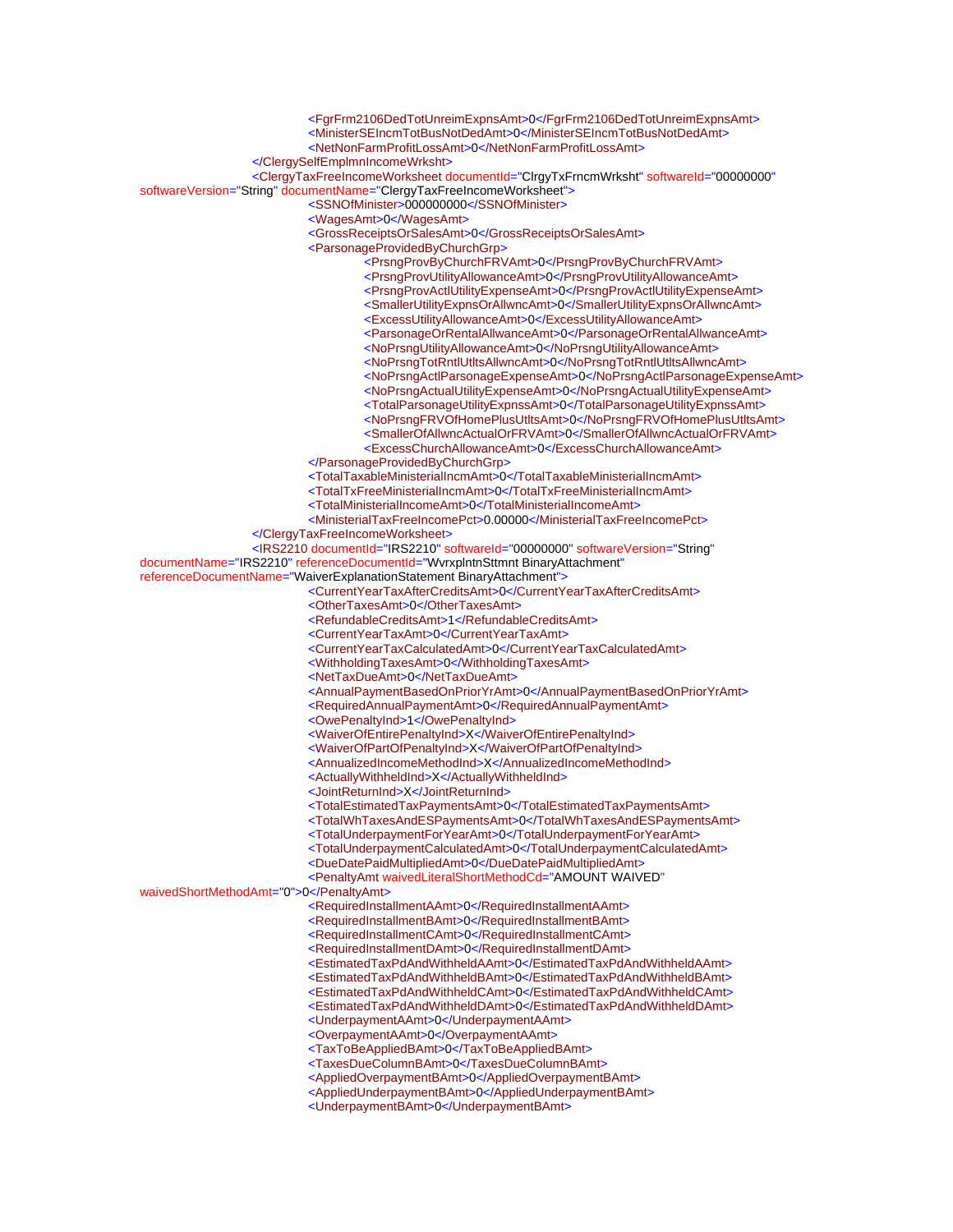```xml
<FgrFrm2106DedTotUnreimExpnsAmt>0</FgrFrm2106DedTotUnreimExpnsAmt>
<MinisterSEIncmTotBusNotDedAmt>0</MinisterSEIncmTotBusNotDedAmt>
<NetNonFarmProfitLossAmt>0</NetNonFarmProfitLossAmt>
</ClergySelfEmplmnIncomeWrksht>
<ClergyTaxFreeIncomeWorksheet documentId="ClrgyTxFrncmWrksht" softwareId="00000000"
softwareVersion="String" documentName="ClergyTaxFreeIncomeWorksheet">
<SSNOfMinister>000000000</SSNOfMinister>
<WagesAmt>0</WagesAmt>
<GrossReceiptsOrSalesAmt>0</GrossReceiptsOrSalesAmt>
<ParsonageProvidedByChurchGrp>
<PrsngProvByChurchFRVAmt>0</PrsngProvByChurchFRVAmt>
<PrsngProvUtilityAllowanceAmt>0</PrsngProvUtilityAllowanceAmt>
<PrsngProvActlUtilityExpenseAmt>0</PrsngProvActlUtilityExpenseAmt>
<SmallerUtilityExpnsOrAllwncAmt>0</SmallerUtilityExpnsOrAllwncAmt>
<ExcessUtilityAllowanceAmt>0</ExcessUtilityAllowanceAmt>
<ParsonageOrRentalAllwanceAmt>0</ParsonageOrRentalAllwanceAmt>
<NoPrsngUtilityAllowanceAmt>0</NoPrsngUtilityAllowanceAmt>
<NoPrsngTotRntlUtltsAllwncAmt>0</NoPrsngTotRntlUtltsAllwncAmt>
<NoPrsngActlParsonageExpenseAmt>0</NoPrsngActlParsonageExpenseAmt>
<NoPrsngActualUtilityExpenseAmt>0</NoPrsngActualUtilityExpenseAmt>
<TotalParsonageUtilityExpnssAmt>0</TotalParsonageUtilityExpnssAmt>
<NoPrsngFRVOfHomePlusUtltsAmt>0</NoPrsngFRVOfHomePlusUtltsAmt>
<SmallerOfAllwncActualOrFRVAmt>0</SmallerOfAllwncActualOrFRVAmt>
<ExcessChurchAllowanceAmt>0</ExcessChurchAllowanceAmt>
</ParsonageProvidedByChurchGrp>
<TotalTaxableMinisterialIncmAmt>0</TotalTaxableMinisterialIncmAmt>
<TotalTxFreeMinisterialIncmAmt>0</TotalTxFreeMinisterialIncmAmt>
<TotalMinisterialIncomeAmt>0</TotalMinisterialIncomeAmt>
<MinisterialTaxFreeIncomePct>0.00000</MinisterialTaxFreeIncomePct>
</ClergyTaxFreeIncomeWorksheet>
<IRS2210 documentId="IRS2210" softwareId="00000000" softwareVersion="String"
documentName="IRS2210" referenceDocumentId="WvrxplntnSttmnt BinaryAttachment"
referenceDocumentName="WaiverExplanationStatement BinaryAttachment">
<CurrentYearTaxAfterCreditsAmt>0</CurrentYearTaxAfterCreditsAmt>
<OtherTaxesAmt>0</OtherTaxesAmt>
<RefundableCreditsAmt>1</RefundableCreditsAmt>
<CurrentYearTaxAmt>0</CurrentYearTaxAmt>
<CurrentYearTaxCalculatedAmt>0</CurrentYearTaxCalculatedAmt>
<WithholdingTaxesAmt>0</WithholdingTaxesAmt>
<NetTaxDueAmt>0</NetTaxDueAmt>
<AnnualPaymentBasedOnPriorYrAmt>0</AnnualPaymentBasedOnPriorYrAmt>
<RequiredAnnualPaymentAmt>0</RequiredAnnualPaymentAmt>
<OwePenaltyInd>1</OwePenaltyInd>
<WaiverOfEntirePenaltyInd>X</WaiverOfEntirePenaltyInd>
<WaiverOfPartOfPenaltyInd>X</WaiverOfPartOfPenaltyInd>
<AnnualizedIncomeMethodInd>X</AnnualizedIncomeMethodInd>
<ActuallyWithheldInd>X</ActuallyWithheldInd>
<JointReturnInd>X</JointReturnInd>
<TotalEstimatedTaxPaymentsAmt>0</TotalEstimatedTaxPaymentsAmt>
<TotalWhTaxesAndESPaymentsAmt>0</TotalWhTaxesAndESPaymentsAmt>
<TotalUnderpaymentForYearAmt>0</TotalUnderpaymentForYearAmt>
<TotalUnderpaymentCalculatedAmt>0</TotalUnderpaymentCalculatedAmt>
<DueDatePaidMultipliedAmt>0</DueDatePaidMultipliedAmt>
<PenaltyAmt waivedLiteralShortMethodCd="AMOUNT WAIVED"
waivedShortMethodAmt="0">0</PenaltyAmt>
<RequiredInstallmentAAmt>0</RequiredInstallmentAAmt>
<RequiredInstallmentBAmt>0</RequiredInstallmentBAmt>
<RequiredInstallmentCAmt>0</RequiredInstallmentCAmt>
<RequiredInstallmentDAmt>0</RequiredInstallmentDAmt>
<EstimatedTaxPdAndWithheldAAmt>0</EstimatedTaxPdAndWithheldAAmt>
<EstimatedTaxPdAndWithheldBAmt>0</EstimatedTaxPdAndWithheldBAmt>
<EstimatedTaxPdAndWithheldCAmt>0</EstimatedTaxPdAndWithheldCAmt>
<EstimatedTaxPdAndWithheldDAmt>0</EstimatedTaxPdAndWithheldDAmt>
<UnderpaymentAAmt>0</UnderpaymentAAmt>
<OverpaymentAAmt>0</OverpaymentAAmt>
<TaxToBeAppliedBAmt>0</TaxToBeAppliedBAmt>
<TaxesDueColumnBAmt>0</TaxesDueColumnBAmt>
<AppliedOverpaymentBAmt>0</AppliedOverpaymentBAmt>
<AppliedUnderpaymentBAmt>0</AppliedUnderpaymentBAmt>
<UnderpaymentBAmt>0</UnderpaymentBAmt>
```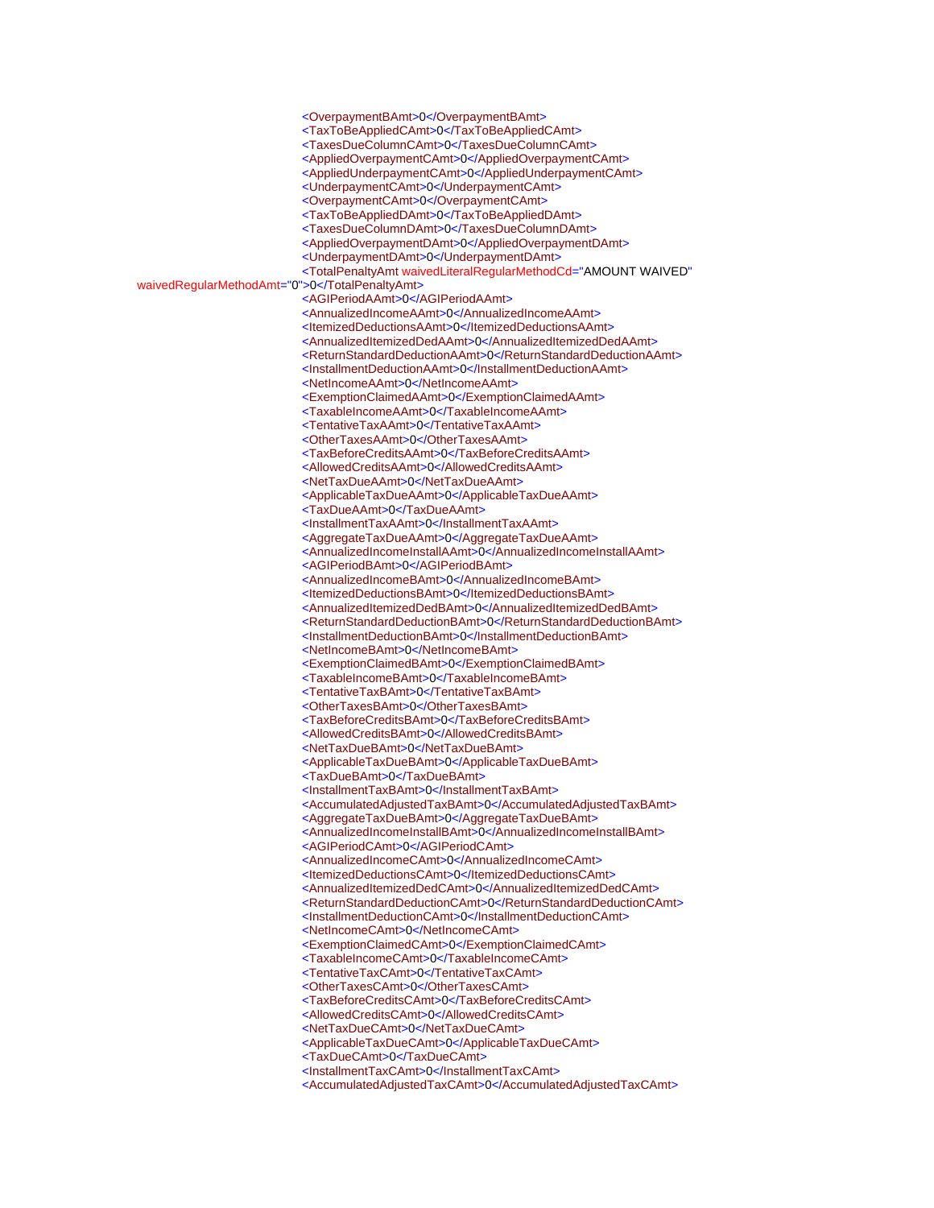```
<OverpaymentBAmt>0</OverpaymentBAmt>
<TaxToBeAppliedCAmt>0</TaxToBeAppliedCAmt>
<TaxesDueColumnCAmt>0</TaxesDueColumnCAmt>
<AppliedOverpaymentCAmt>0</AppliedOverpaymentCAmt>
<AppliedUnderpaymentCAmt>0</AppliedUnderpaymentCAmt>
<UnderpaymentCAmt>0</UnderpaymentCAmt>
<OverpaymentCAmt>0</OverpaymentCAmt>
<TaxToBeAppliedDAmt>0</TaxToBeAppliedDAmt>
<TaxesDueColumnDAmt>0</TaxesDueColumnDAmt>
<AppliedOverpaymentDAmt>0</AppliedOverpaymentDAmt>
<UnderpaymentDAmt>0</UnderpaymentDAmt>
<TotalPenaltyAmt waivedLiteralRegularMethodCd="AMOUNT WAIVED"
waivedRegularMethodAmt="0">0</TotalPenaltyAmt>
<AGIPeriodAAmt>0</AGIPeriodAAmt>
<AnnualizedIncomeAAmt>0</AnnualizedIncomeAAmt>
<ItemizedDeductionsAAmt>0</ItemizedDeductionsAAmt>
<AnnualizedItemizedDedAAmt>0</AnnualizedItemizedDedAAmt>
<ReturnStandardDeductionAAmt>0</ReturnStandardDeductionAAmt>
<InstallmentDeductionAAmt>0</InstallmentDeductionAAmt>
<NetIncomeAAmt>0</NetIncomeAAmt>
<ExemptionClaimedAAmt>0</ExemptionClaimedAAmt>
<TaxableIncomeAAmt>0</TaxableIncomeAAmt>
<TentativeTaxAAmt>0</TentativeTaxAAmt>
<OtherTaxesAAmt>0</OtherTaxesAAmt>
<TaxBeforeCreditsAAmt>0</TaxBeforeCreditsAAmt>
<AllowedCreditsAAmt>0</AllowedCreditsAAmt>
<NetTaxDueAAmt>0</NetTaxDueAAmt>
<ApplicableTaxDueAAmt>0</ApplicableTaxDueAAmt>
<TaxDueAAmt>0</TaxDueAAmt>
<InstallmentTaxAAmt>0</InstallmentTaxAAmt>
<AggregateTaxDueAAmt>0</AggregateTaxDueAAmt>
<AnnualizedIncomeInstallAAmt>0</AnnualizedIncomeInstallAAmt>
<AGIPeriodBAmt>0</AGIPeriodBAmt>
<AnnualizedIncomeBAmt>0</AnnualizedIncomeBAmt>
<ItemizedDeductionsBAmt>0</ItemizedDeductionsBAmt>
<AnnualizedItemizedDedBAmt>0</AnnualizedItemizedDedBAmt>
<ReturnStandardDeductionBAmt>0</ReturnStandardDeductionBAmt>
<InstallmentDeductionBAmt>0</InstallmentDeductionBAmt>
<NetIncomeBAmt>0</NetIncomeBAmt>
<ExemptionClaimedBAmt>0</ExemptionClaimedBAmt>
<TaxableIncomeBAmt>0</TaxableIncomeBAmt>
<TentativeTaxBAmt>0</TentativeTaxBAmt>
<OtherTaxesBAmt>0</OtherTaxesBAmt>
<TaxBeforeCreditsBAmt>0</TaxBeforeCreditsBAmt>
<AllowedCreditsBAmt>0</AllowedCreditsBAmt>
<NetTaxDueBAmt>0</NetTaxDueBAmt>
<ApplicableTaxDueBAmt>0</ApplicableTaxDueBAmt>
<TaxDueBAmt>0</TaxDueBAmt>
<InstallmentTaxBAmt>0</InstallmentTaxBAmt>
<AccumulatedAdjustedTaxBAmt>0</AccumulatedAdjustedTaxBAmt>
<AggregateTaxDueBAmt>0</AggregateTaxDueBAmt>
<AnnualizedIncomeInstallBAmt>0</AnnualizedIncomeInstallBAmt>
<AGIPeriodCAmt>0</AGIPeriodCAmt>
<AnnualizedIncomeCAmt>0</AnnualizedIncomeCAmt>
<ItemizedDeductionsCAmt>0</ItemizedDeductionsCAmt>
<AnnualizedItemizedDedCAmt>0</AnnualizedItemizedDedCAmt>
<ReturnStandardDeductionCAmt>0</ReturnStandardDeductionCAmt>
<InstallmentDeductionCAmt>0</InstallmentDeductionCAmt>
<NetIncomeCAmt>0</NetIncomeCAmt>
<ExemptionClaimedCAmt>0</ExemptionClaimedCAmt>
<TaxableIncomeCAmt>0</TaxableIncomeCAmt>
<TentativeTaxCAmt>0</TentativeTaxCAmt>
<OtherTaxesCAmt>0</OtherTaxesCAmt>
<TaxBeforeCreditsCAmt>0</TaxBeforeCreditsCAmt>
<AllowedCreditsCAmt>0</AllowedCreditsCAmt>
<NetTaxDueCAmt>0</NetTaxDueCAmt>
<ApplicableTaxDueCAmt>0</ApplicableTaxDueCAmt>
<TaxDueCAmt>0</TaxDueCAmt>
<InstallmentTaxCAmt>0</InstallmentTaxCAmt>
<AccumulatedAdjustedTaxCAmt>0</AccumulatedAdjustedTaxCAmt>
```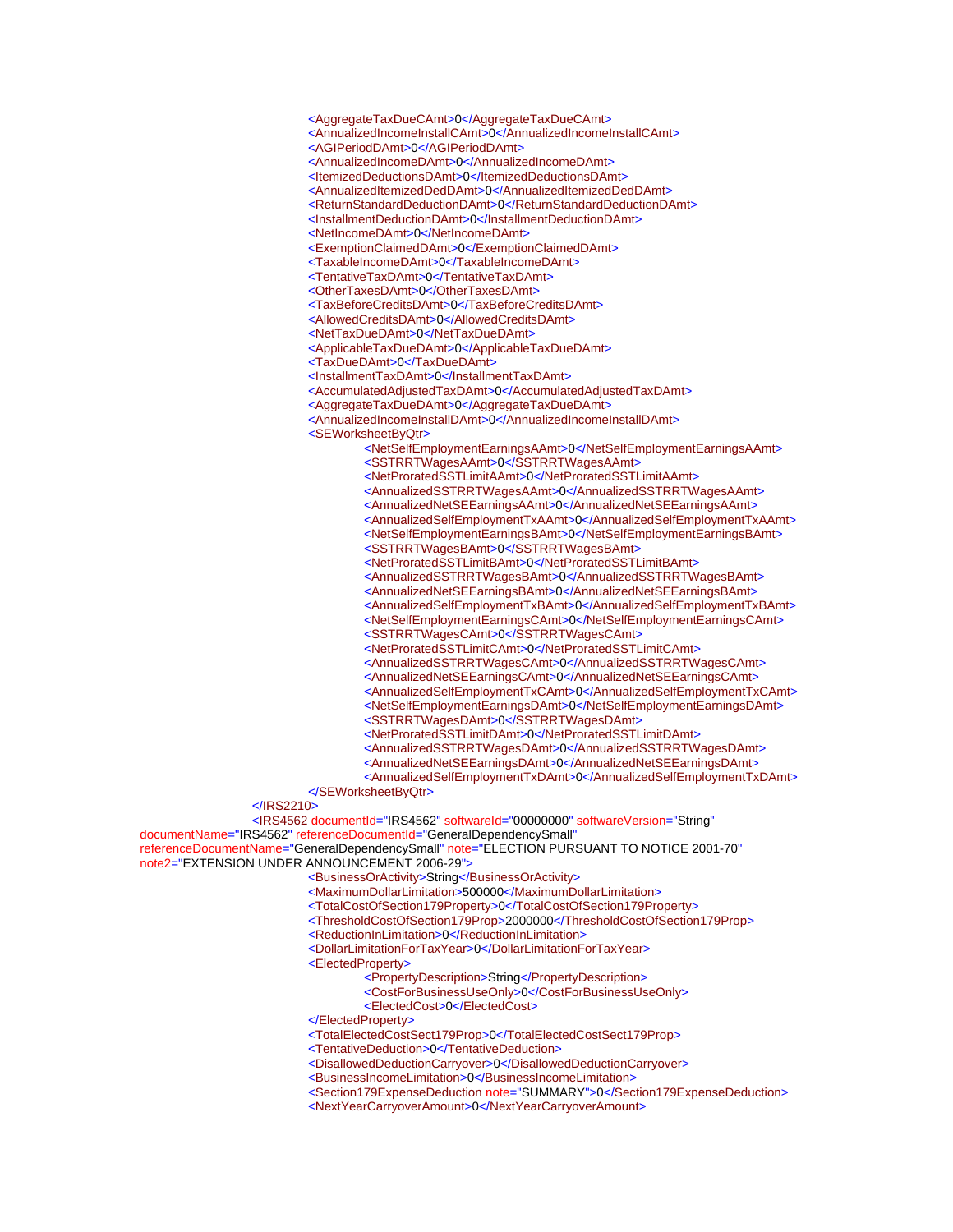```xml
					<AggregateTaxDueCAmt>0</AggregateTaxDueCAmt>
					<AnnualizedIncomeInstallCAmt>0</AnnualizedIncomeInstallCAmt>
					<AGIPeriodDAmt>0</AGIPeriodDAmt>
					<AnnualizedIncomeDAmt>0</AnnualizedIncomeDAmt>
					<ItemizedDeductionsDAmt>0</ItemizedDeductionsDAmt>
					<AnnualizedItemizedDedDAmt>0</AnnualizedItemizedDedDAmt>
					<ReturnStandardDeductionDAmt>0</ReturnStandardDeductionDAmt>
					<InstallmentDeductionDAmt>0</InstallmentDeductionDAmt>
					<NetIncomeDAmt>0</NetIncomeDAmt>
					<ExemptionClaimedDAmt>0</ExemptionClaimedDAmt>
					<TaxableIncomeDAmt>0</TaxableIncomeDAmt>
					<TentativeTaxDAmt>0</TentativeTaxDAmt>
					<OtherTaxesDAmt>0</OtherTaxesDAmt>
					<TaxBeforeCreditsDAmt>0</TaxBeforeCreditsDAmt>
					<AllowedCreditsDAmt>0</AllowedCreditsDAmt>
					<NetTaxDueDAmt>0</NetTaxDueDAmt>
					<ApplicableTaxDueDAmt>0</ApplicableTaxDueDAmt>
					<TaxDueDAmt>0</TaxDueDAmt>
					<InstallmentTaxDAmt>0</InstallmentTaxDAmt>
					<AccumulatedAdjustedTaxDAmt>0</AccumulatedAdjustedTaxDAmt>
					<AggregateTaxDueDAmt>0</AggregateTaxDueDAmt>
					<AnnualizedIncomeInstallDAmt>0</AnnualizedIncomeInstallDAmt>
					<SEWorksheetByQtr>
						<NetSelfEmploymentEarningsAAmt>0</NetSelfEmploymentEarningsAAmt>
						<SSTRRTWagesAAmt>0</SSTRRTWagesAAmt>
						<NetProratedSSTLimitAAmt>0</NetProratedSSTLimitAAmt>
						<AnnualizedSSTRRTWagesAAmt>0</AnnualizedSSTRRTWagesAAmt>
						<AnnualizedNetSEEarningsAAmt>0</AnnualizedNetSEEarningsAAmt>
						<AnnualizedSelfEmploymentTxAAmt>0</AnnualizedSelfEmploymentTxAAmt>
						<NetSelfEmploymentEarningsBAmt>0</NetSelfEmploymentEarningsBAmt>
						<SSTRRTWagesBAmt>0</SSTRRTWagesBAmt>
						<NetProratedSSTLimitBAmt>0</NetProratedSSTLimitBAmt>
						<AnnualizedSSTRRTWagesBAmt>0</AnnualizedSSTRRTWagesBAmt>
						<AnnualizedNetSEEarningsBAmt>0</AnnualizedNetSEEarningsBAmt>
						<AnnualizedSelfEmploymentTxBAmt>0</AnnualizedSelfEmploymentTxBAmt>
						<NetSelfEmploymentEarningsCAmt>0</NetSelfEmploymentEarningsCAmt>
						<SSTRRTWagesCAmt>0</SSTRRTWagesCAmt>
						<NetProratedSSTLimitCAmt>0</NetProratedSSTLimitCAmt>
						<AnnualizedSSTRRTWagesCAmt>0</AnnualizedSSTRRTWagesCAmt>
						<AnnualizedNetSEEarningsCAmt>0</AnnualizedNetSEEarningsCAmt>
						<AnnualizedSelfEmploymentTxCAmt>0</AnnualizedSelfEmploymentTxCAmt>
						<NetSelfEmploymentEarningsDAmt>0</NetSelfEmploymentEarningsDAmt>
						<SSTRRTWagesDAmt>0</SSTRRTWagesDAmt>
						<NetProratedSSTLimitDAmt>0</NetProratedSSTLimitDAmt>
						<AnnualizedSSTRRTWagesDAmt>0</AnnualizedSSTRRTWagesDAmt>
						<AnnualizedNetSEEarningsDAmt>0</AnnualizedNetSEEarningsDAmt>
						<AnnualizedSelfEmploymentTxDAmt>0</AnnualizedSelfEmploymentTxDAmt>
					</SEWorksheetByQtr>
				</IRS2210>
				<IRS4562 documentId="IRS4562" softwareId="00000000" softwareVersion="String"
documentName="IRS4562" referenceDocumentId="GeneralDependencySmall"
referenceDocumentName="GeneralDependencySmall" note="ELECTION PURSUANT TO NOTICE 2001-70"
note2="EXTENSION UNDER ANNOUNCEMENT 2006-29">
					<BusinessOrActivity>String</BusinessOrActivity>
					<MaximumDollarLimitation>500000</MaximumDollarLimitation>
					<TotalCostOfSection179Property>0</TotalCostOfSection179Property>
					<ThresholdCostOfSection179Prop>2000000</ThresholdCostOfSection179Prop>
					<ReductionInLimitation>0</ReductionInLimitation>
					<DollarLimitationForTaxYear>0</DollarLimitationForTaxYear>
					<ElectedProperty>
						<PropertyDescription>String</PropertyDescription>
						<CostForBusinessUseOnly>0</CostForBusinessUseOnly>
						<ElectedCost>0</ElectedCost>
					</ElectedProperty>
					<TotalElectedCostSect179Prop>0</TotalElectedCostSect179Prop>
					<TentativeDeduction>0</TentativeDeduction>
					<DisallowedDeductionCarryover>0</DisallowedDeductionCarryover>
					<BusinessIncomeLimitation>0</BusinessIncomeLimitation>
					<Section179ExpenseDeduction note="SUMMARY">0</Section179ExpenseDeduction>
					<NextYearCarryoverAmount>0</NextYearCarryoverAmount>
```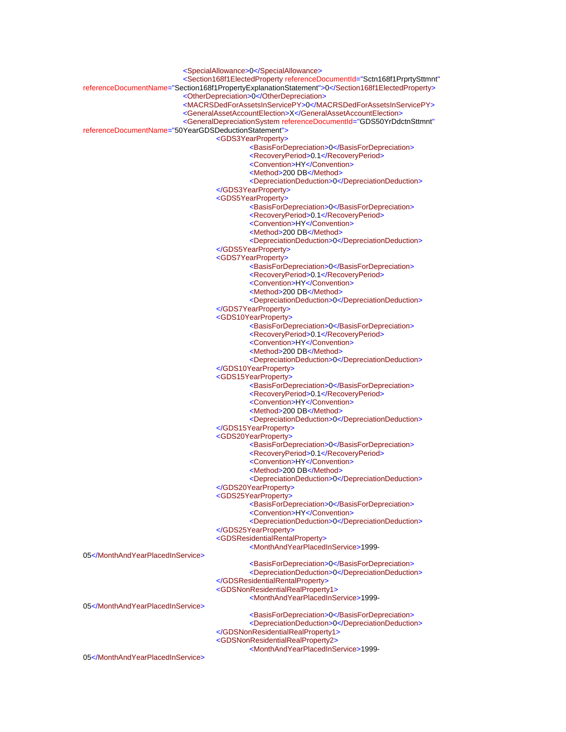```xml
<SpecialAllowance>0</SpecialAllowance>
<Section168f1ElectedProperty referenceDocumentId="Sctn168f1PrprtySttmnt" 
referenceDocumentName="Section168f1PropertyExplanationStatement">0</Section168f1ElectedProperty>
<OtherDepreciation>0</OtherDepreciation>
<MACRSDedForAssetsInServicePY>0</MACRSDedForAssetsInServicePY>
<GeneralAssetAccountElection>X</GeneralAssetAccountElection>
<GeneralDepreciationSystem referenceDocumentId="GDS50YrDdctnSttmnt" 
referenceDocumentName="50YearGDSDeductionStatement">
	<GDS3YearProperty>
		<BasisForDepreciation>0</BasisForDepreciation>
		<RecoveryPeriod>0.1</RecoveryPeriod>
		<Convention>HY</Convention>
		<Method>200 DB</Method>
		<DepreciationDeduction>0</DepreciationDeduction>
	</GDS3YearProperty>
	<GDS5YearProperty>
		<BasisForDepreciation>0</BasisForDepreciation>
		<RecoveryPeriod>0.1</RecoveryPeriod>
		<Convention>HY</Convention>
		<Method>200 DB</Method>
		<DepreciationDeduction>0</DepreciationDeduction>
	</GDS5YearProperty>
	<GDS7YearProperty>
		<BasisForDepreciation>0</BasisForDepreciation>
		<RecoveryPeriod>0.1</RecoveryPeriod>
		<Convention>HY</Convention>
		<Method>200 DB</Method>
		<DepreciationDeduction>0</DepreciationDeduction>
	</GDS7YearProperty>
	<GDS10YearProperty>
		<BasisForDepreciation>0</BasisForDepreciation>
		<RecoveryPeriod>0.1</RecoveryPeriod>
		<Convention>HY</Convention>
		<Method>200 DB</Method>
		<DepreciationDeduction>0</DepreciationDeduction>
	</GDS10YearProperty>
	<GDS15YearProperty>
		<BasisForDepreciation>0</BasisForDepreciation>
		<RecoveryPeriod>0.1</RecoveryPeriod>
		<Convention>HY</Convention>
		<Method>200 DB</Method>
		<DepreciationDeduction>0</DepreciationDeduction>
	</GDS15YearProperty>
	<GDS20YearProperty>
		<BasisForDepreciation>0</BasisForDepreciation>
		<RecoveryPeriod>0.1</RecoveryPeriod>
		<Convention>HY</Convention>
		<Method>200 DB</Method>
		<DepreciationDeduction>0</DepreciationDeduction>
	</GDS20YearProperty>
	<GDS25YearProperty>
		<BasisForDepreciation>0</BasisForDepreciation>
		<Convention>HY</Convention>
		<DepreciationDeduction>0</DepreciationDeduction>
	</GDS25YearProperty>
	<GDSResidentialRentalProperty>
		<MonthAndYearPlacedInService>1999-
05</MonthAndYearPlacedInService>
		<BasisForDepreciation>0</BasisForDepreciation>
		<DepreciationDeduction>0</DepreciationDeduction>
	</GDSResidentialRentalProperty>
	<GDSNonResidentialRealProperty1>
		<MonthAndYearPlacedInService>1999-
05</MonthAndYearPlacedInService>
		<BasisForDepreciation>0</BasisForDepreciation>
		<DepreciationDeduction>0</DepreciationDeduction>
	</GDSNonResidentialRealProperty1>
	<GDSNonResidentialRealProperty2>
		<MonthAndYearPlacedInService>1999-
05</MonthAndYearPlacedInService>
```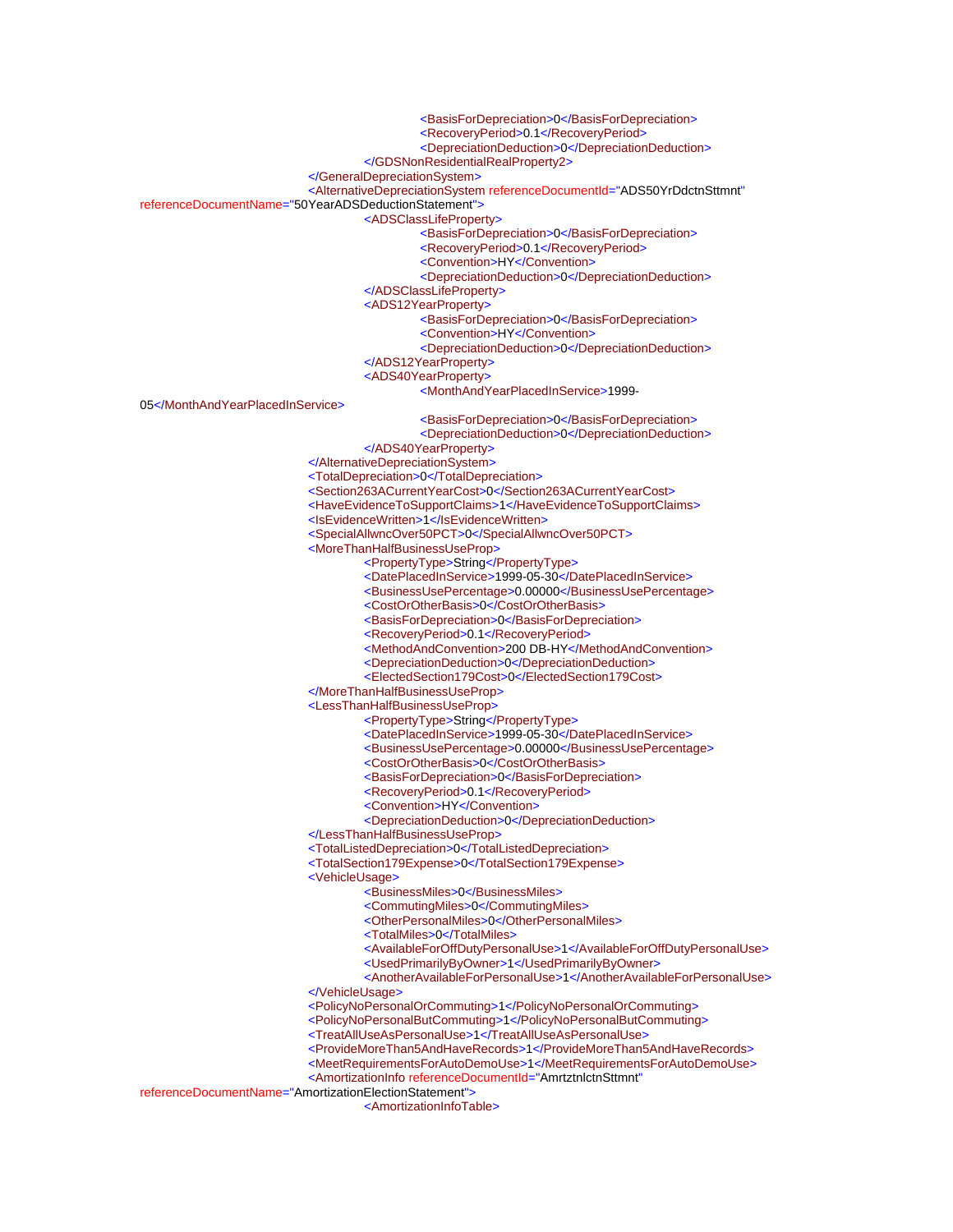```xml
						<BasisForDepreciation>0</BasisForDepreciation>
						<RecoveryPeriod>0.1</RecoveryPeriod>
						<DepreciationDeduction>0</DepreciationDeduction>
					</GDSNonResidentialRealProperty2>
				</GeneralDepreciationSystem>
				<AlternativeDepreciationSystem referenceDocumentId="ADS50YrDdctnSttmnt"
referenceDocumentName="50YearADSDeductionStatement">
					<ADSClassLifeProperty>
						<BasisForDepreciation>0</BasisForDepreciation>
						<RecoveryPeriod>0.1</RecoveryPeriod>
						<Convention>HY</Convention>
						<DepreciationDeduction>0</DepreciationDeduction>
					</ADSClassLifeProperty>
					<ADS12YearProperty>
						<BasisForDepreciation>0</BasisForDepreciation>
						<Convention>HY</Convention>
						<DepreciationDeduction>0</DepreciationDeduction>
					</ADS12YearProperty>
					<ADS40YearProperty>
						<MonthAndYearPlacedInService>1999-
05</MonthAndYearPlacedInService>
						<BasisForDepreciation>0</BasisForDepreciation>
						<DepreciationDeduction>0</DepreciationDeduction>
					</ADS40YearProperty>
				</AlternativeDepreciationSystem>
				<TotalDepreciation>0</TotalDepreciation>
				<Section263ACurrentYearCost>0</Section263ACurrentYearCost>
				<HaveEvidenceToSupportClaims>1</HaveEvidenceToSupportClaims>
				<IsEvidenceWritten>1</IsEvidenceWritten>
				<SpecialAllwncOver50PCT>0</SpecialAllwncOver50PCT>
				<MoreThanHalfBusinessUseProp>
					<PropertyType>String</PropertyType>
					<DatePlacedInService>1999-05-30</DatePlacedInService>
					<BusinessUsePercentage>0.00000</BusinessUsePercentage>
					<CostOrOtherBasis>0</CostOrOtherBasis>
					<BasisForDepreciation>0</BasisForDepreciation>
					<RecoveryPeriod>0.1</RecoveryPeriod>
					<MethodAndConvention>200 DB-HY</MethodAndConvention>
					<DepreciationDeduction>0</DepreciationDeduction>
					<ElectedSection179Cost>0</ElectedSection179Cost>
				</MoreThanHalfBusinessUseProp>
				<LessThanHalfBusinessUseProp>
					<PropertyType>String</PropertyType>
					<DatePlacedInService>1999-05-30</DatePlacedInService>
					<BusinessUsePercentage>0.00000</BusinessUsePercentage>
					<CostOrOtherBasis>0</CostOrOtherBasis>
					<BasisForDepreciation>0</BasisForDepreciation>
					<RecoveryPeriod>0.1</RecoveryPeriod>
					<Convention>HY</Convention>
					<DepreciationDeduction>0</DepreciationDeduction>
				</LessThanHalfBusinessUseProp>
				<TotalListedDepreciation>0</TotalListedDepreciation>
				<TotalSection179Expense>0</TotalSection179Expense>
				<VehicleUsage>
					<BusinessMiles>0</BusinessMiles>
					<CommutingMiles>0</CommutingMiles>
					<OtherPersonalMiles>0</OtherPersonalMiles>
					<TotalMiles>0</TotalMiles>
					<AvailableForOffDutyPersonalUse>1</AvailableForOffDutyPersonalUse>
					<UsedPrimarilyByOwner>1</UsedPrimarilyByOwner>
					<AnotherAvailableForPersonalUse>1</AnotherAvailableForPersonalUse>
				</VehicleUsage>
				<PolicyNoPersonalOrCommuting>1</PolicyNoPersonalOrCommuting>
				<PolicyNoPersonalButCommuting>1</PolicyNoPersonalButCommuting>
				<TreatAllUseAsPersonalUse>1</TreatAllUseAsPersonalUse>
				<ProvideMoreThan5AndHaveRecords>1</ProvideMoreThan5AndHaveRecords>
				<MeetRequirementsForAutoDemoUse>1</MeetRequirementsForAutoDemoUse>
				<AmortizationInfo referenceDocumentId="AmrtztnlctnSttmnt"
referenceDocumentName="AmortizationElectionStatement">
					<AmortizationInfoTable>
```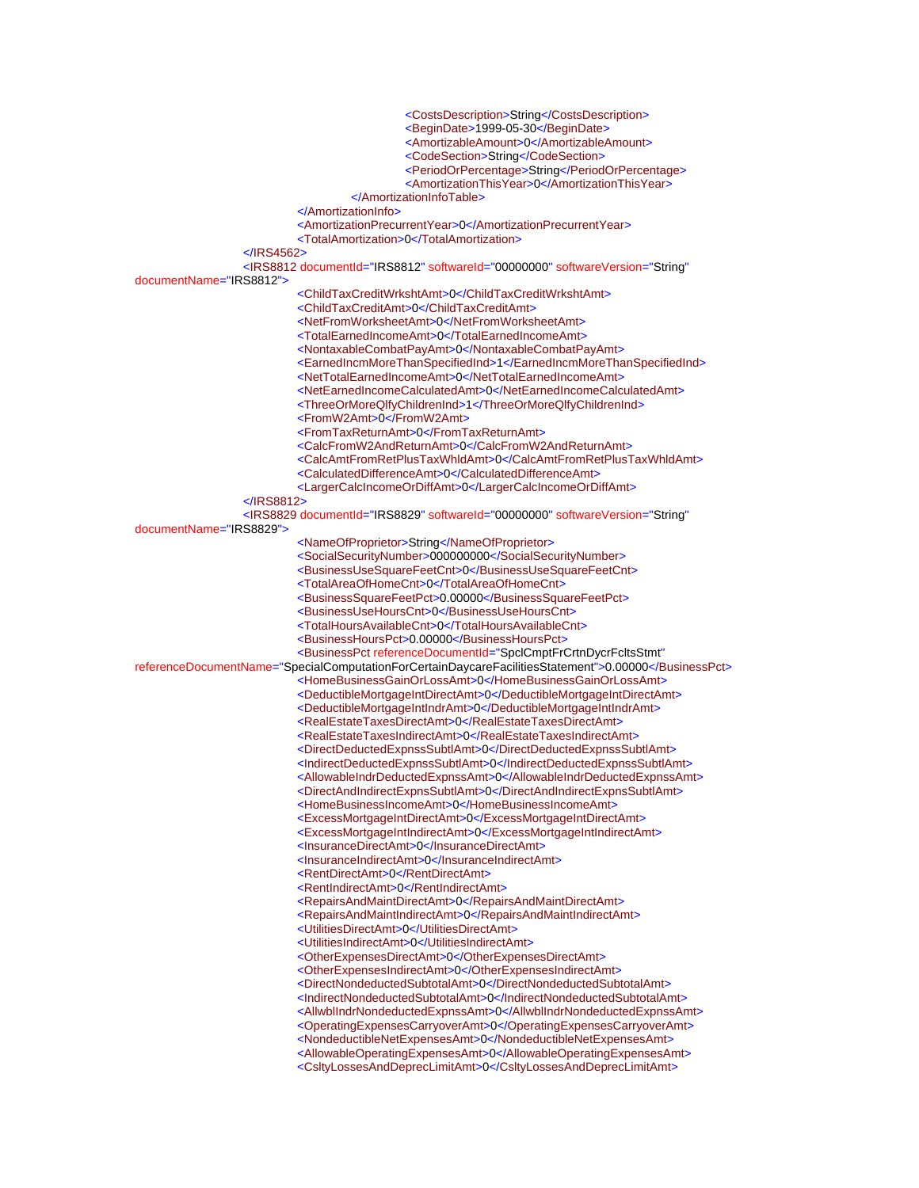```xml
<CostsDescription>String</CostsDescription>
<BeginDate>1999-05-30</BeginDate>
<AmortizableAmount>0</AmortizableAmount>
<CodeSection>String</CodeSection>
<PeriodOrPercentage>String</PeriodOrPercentage>
<AmortizationThisYear>0</AmortizationThisYear>
</AmortizationInfoTable>
</AmortizationInfo>
<AmortizationPrecurrentYear>0</AmortizationPrecurrentYear>
<TotalAmortization>0</TotalAmortization>
</IRS4562>
<IRS8812 documentId="IRS8812" softwareId="00000000" softwareVersion="String"
documentName="IRS8812">
<ChildTaxCreditWrkshtAmt>0</ChildTaxCreditWrkshtAmt>
<ChildTaxCreditAmt>0</ChildTaxCreditAmt>
<NetFromWorksheetAmt>0</NetFromWorksheetAmt>
<TotalEarnedIncomeAmt>0</TotalEarnedIncomeAmt>
<NontaxableCombatPayAmt>0</NontaxableCombatPayAmt>
<EarnedIncmMoreThanSpecifiedInd>1</EarnedIncmMoreThanSpecifiedInd>
<NetTotalEarnedIncomeAmt>0</NetTotalEarnedIncomeAmt>
<NetEarnedIncomeCalculatedAmt>0</NetEarnedIncomeCalculatedAmt>
<ThreeOrMoreQlfyChildrenInd>1</ThreeOrMoreQlfyChildrenInd>
<FromW2Amt>0</FromW2Amt>
<FromTaxReturnAmt>0</FromTaxReturnAmt>
<CalcFromW2AndReturnAmt>0</CalcFromW2AndReturnAmt>
<CalcAmtFromRetPlusTaxWhldAmt>0</CalcAmtFromRetPlusTaxWhldAmt>
<CalculatedDifferenceAmt>0</CalculatedDifferenceAmt>
<LargerCalcIncomeOrDiffAmt>0</LargerCalcIncomeOrDiffAmt>
</IRS8812>
<IRS8829 documentId="IRS8829" softwareId="00000000" softwareVersion="String"
documentName="IRS8829">
<NameOfProprietor>String</NameOfProprietor>
<SocialSecurityNumber>000000000</SocialSecurityNumber>
<BusinessUseSquareFeetCnt>0</BusinessUseSquareFeetCnt>
<TotalAreaOfHomeCnt>0</TotalAreaOfHomeCnt>
<BusinessSquareFeetPct>0.00000</BusinessSquareFeetPct>
<BusinessUseHoursCnt>0</BusinessUseHoursCnt>
<TotalHoursAvailableCnt>0</TotalHoursAvailableCnt>
<BusinessHoursPct>0.00000</BusinessHoursPct>
<BusinessPct referenceDocumentId="SpclCmptFrCrtnDycrFcltsStmt"
referenceDocumentName="SpecialComputationForCertainDaycareFacilitiesStatement">0.00000</BusinessPct>
<HomeBusinessGainOrLossAmt>0</HomeBusinessGainOrLossAmt>
<DeductibleMortgageIntDirectAmt>0</DeductibleMortgageIntDirectAmt>
<DeductibleMortgageIntIndrAmt>0</DeductibleMortgageIntIndrAmt>
<RealEstateTaxesDirectAmt>0</RealEstateTaxesDirectAmt>
<RealEstateTaxesIndirectAmt>0</RealEstateTaxesIndirectAmt>
<DirectDeductedExpnssSubtlAmt>0</DirectDeductedExpnssSubtlAmt>
<IndirectDeductedExpnssSubtlAmt>0</IndirectDeductedExpnssSubtlAmt>
<AllowableIndrDeductedExpnssAmt>0</AllowableIndrDeductedExpnssAmt>
<DirectAndIndirectExpnsSubtlAmt>0</DirectAndIndirectExpnsSubtlAmt>
<HomeBusinessIncomeAmt>0</HomeBusinessIncomeAmt>
<ExcessMortgageIntDirectAmt>0</ExcessMortgageIntDirectAmt>
<ExcessMortgageIntIndirectAmt>0</ExcessMortgageIntIndirectAmt>
<InsuranceDirectAmt>0</InsuranceDirectAmt>
<InsuranceIndirectAmt>0</InsuranceIndirectAmt>
<RentDirectAmt>0</RentDirectAmt>
<RentIndirectAmt>0</RentIndirectAmt>
<RepairsAndMaintDirectAmt>0</RepairsAndMaintDirectAmt>
<RepairsAndMaintIndirectAmt>0</RepairsAndMaintIndirectAmt>
<UtilitiesDirectAmt>0</UtilitiesDirectAmt>
<UtilitiesIndirectAmt>0</UtilitiesIndirectAmt>
<OtherExpensesDirectAmt>0</OtherExpensesDirectAmt>
<OtherExpensesIndirectAmt>0</OtherExpensesIndirectAmt>
<DirectNondeductedSubtotalAmt>0</DirectNondeductedSubtotalAmt>
<IndirectNondeductedSubtotalAmt>0</IndirectNondeductedSubtotalAmt>
<AllwblIndrNondeductedExpnssAmt>0</AllwblIndrNondeductedExpnssAmt>
<OperatingExpensesCarryoverAmt>0</OperatingExpensesCarryoverAmt>
<NondeductibleNetExpensesAmt>0</NondeductibleNetExpensesAmt>
<AllowableOperatingExpensesAmt>0</AllowableOperatingExpensesAmt>
<CsltyLossesAndDeprecLimitAmt>0</CsltyLossesAndDeprecLimitAmt>
```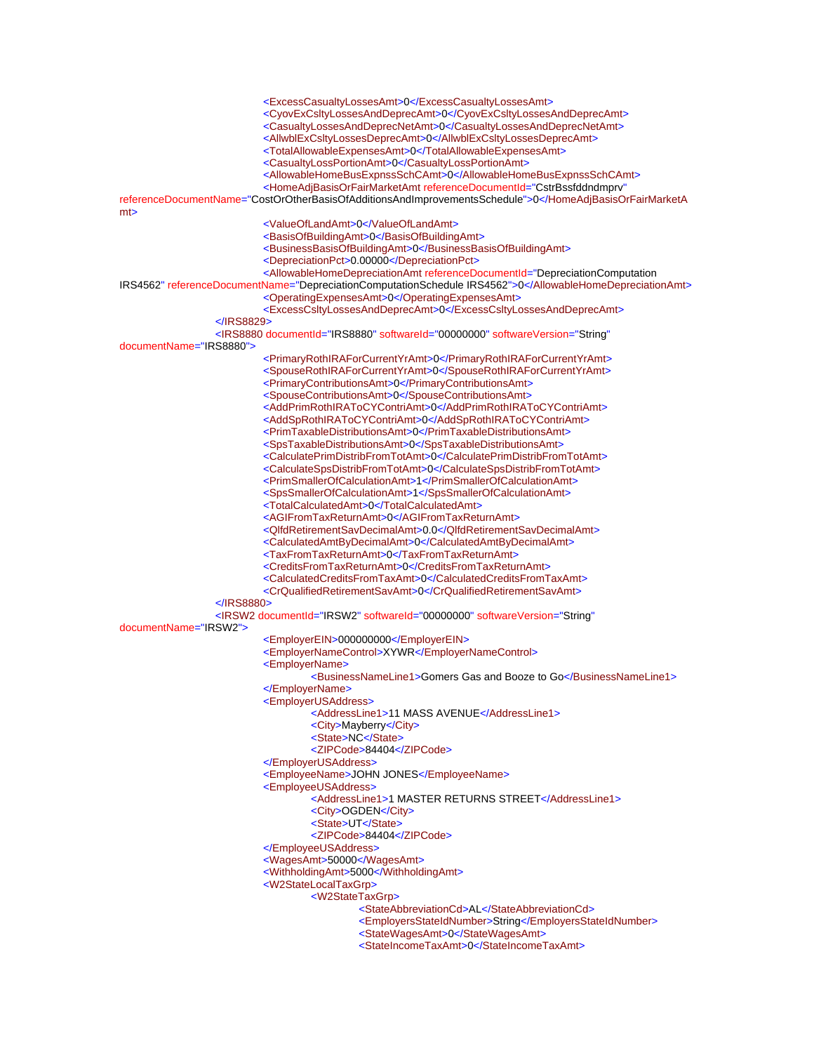```xml
					<ExcessCasualtyLossesAmt>0</ExcessCasualtyLossesAmt>
					<CyovExCsltyLossesAndDeprecAmt>0</CyovExCsltyLossesAndDeprecAmt>
					<CasualtyLossesAndDeprecNetAmt>0</CasualtyLossesAndDeprecNetAmt>
					<AllwblExCsltyLossesDeprecAmt>0</AllwblExCsltyLossesDeprecAmt>
					<TotalAllowableExpensesAmt>0</TotalAllowableExpensesAmt>
					<CasualtyLossPortionAmt>0</CasualtyLossPortionAmt>
					<AllowableHomeBusExpnssSchCAmt>0</AllowableHomeBusExpnssSchCAmt>
					<HomeAdjBasisOrFairMarketAmt referenceDocumentId="CstrBssfddndmprv"
referenceDocumentName="CostOrOtherBasisOfAdditionsAndImprovementsSchedule">0</HomeAdjBasisOrFairMarketA
mt>
					<ValueOfLandAmt>0</ValueOfLandAmt>
					<BasisOfBuildingAmt>0</BasisOfBuildingAmt>
					<BusinessBasisOfBuildingAmt>0</BusinessBasisOfBuildingAmt>
					<DepreciationPct>0.00000</DepreciationPct>
					<AllowableHomeDepreciationAmt referenceDocumentId="DepreciationComputation
IRS4562" referenceDocumentName="DepreciationComputationSchedule IRS4562">0</AllowableHomeDepreciationAmt>
					<OperatingExpensesAmt>0</OperatingExpensesAmt>
					<ExcessCsltyLossesAndDeprecAmt>0</ExcessCsltyLossesAndDeprecAmt>
				</IRS8829>
				<IRS8880 documentId="IRS8880" softwareId="00000000" softwareVersion="String"
documentName="IRS8880">
					<PrimaryRothIRAForCurrentYrAmt>0</PrimaryRothIRAForCurrentYrAmt>
					<SpouseRothIRAForCurrentYrAmt>0</SpouseRothIRAForCurrentYrAmt>
					<PrimaryContributionsAmt>0</PrimaryContributionsAmt>
					<SpouseContributionsAmt>0</SpouseContributionsAmt>
					<AddPrimRothIRAToCYContriAmt>0</AddPrimRothIRAToCYContriAmt>
					<AddSpRothIRAToCYContriAmt>0</AddSpRothIRAToCYContriAmt>
					<PrimTaxableDistributionsAmt>0</PrimTaxableDistributionsAmt>
					<SpsTaxableDistributionsAmt>0</SpsTaxableDistributionsAmt>
					<CalculatePrimDistribFromTotAmt>0</CalculatePrimDistribFromTotAmt>
					<CalculateSpsDistribFromTotAmt>0</CalculateSpsDistribFromTotAmt>
					<PrimSmallerOfCalculationAmt>1</PrimSmallerOfCalculationAmt>
					<SpsSmallerOfCalculationAmt>1</SpsSmallerOfCalculationAmt>
					<TotalCalculatedAmt>0</TotalCalculatedAmt>
					<AGIFromTaxReturnAmt>0</AGIFromTaxReturnAmt>
					<QlfdRetirementSavDecimalAmt>0.0</QlfdRetirementSavDecimalAmt>
					<CalculatedAmtByDecimalAmt>0</CalculatedAmtByDecimalAmt>
					<TaxFromTaxReturnAmt>0</TaxFromTaxReturnAmt>
					<CreditsFromTaxReturnAmt>0</CreditsFromTaxReturnAmt>
					<CalculatedCreditsFromTaxAmt>0</CalculatedCreditsFromTaxAmt>
					<CrQualifiedRetirementSavAmt>0</CrQualifiedRetirementSavAmt>
				</IRS8880>
				<IRSW2 documentId="IRSW2" softwareId="00000000" softwareVersion="String"
documentName="IRSW2">
					<EmployerEIN>000000000</EmployerEIN>
					<EmployerNameControl>XYWR</EmployerNameControl>
					<EmployerName>
						<BusinessNameLine1>Gomers Gas and Booze to Go</BusinessNameLine1>
					</EmployerName>
					<EmployerUSAddress>
						<AddressLine1>11 MASS AVENUE</AddressLine1>
						<City>Mayberry</City>
						<State>NC</State>
						<ZIPCode>84404</ZIPCode>
					</EmployerUSAddress>
					<EmployeeName>JOHN JONES</EmployeeName>
					<EmployeeUSAddress>
						<AddressLine1>1 MASTER RETURNS STREET</AddressLine1>
						<City>OGDEN</City>
						<State>UT</State>
						<ZIPCode>84404</ZIPCode>
					</EmployeeUSAddress>
					<WagesAmt>50000</WagesAmt>
					<WithholdingAmt>5000</WithholdingAmt>
					<W2StateLocalTaxGrp>
						<W2StateTaxGrp>
							<StateAbbreviationCd>AL</StateAbbreviationCd>
							<EmployersStateIdNumber>String</EmployersStateIdNumber>
							<StateWagesAmt>0</StateWagesAmt>
							<StateIncomeTaxAmt>0</StateIncomeTaxAmt>
```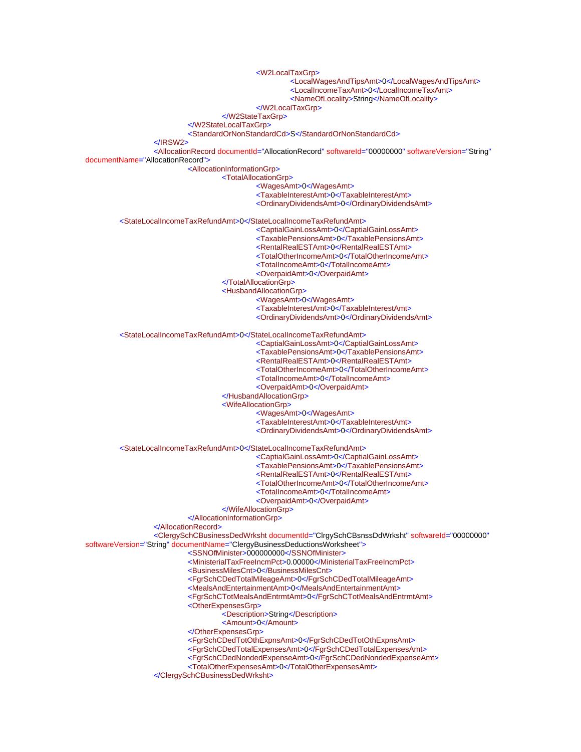```xml
						<W2LocalTaxGrp>
							<LocalWagesAndTipsAmt>0</LocalWagesAndTipsAmt>
							<LocalIncomeTaxAmt>0</LocalIncomeTaxAmt>
							<NameOfLocality>String</NameOfLocality>
						</W2LocalTaxGrp>
					</W2StateTaxGrp>
				</W2StateLocalTaxGrp>
				<StandardOrNonStandardCd>S</StandardOrNonStandardCd>
			</IRSW2>
			<AllocationRecord documentId="AllocationRecord" softwareId="00000000" softwareVersion="String"
documentName="AllocationRecord">
				<AllocationInformationGrp>
					<TotalAllocationGrp>
						<WagesAmt>0</WagesAmt>
						<TaxableInterestAmt>0</TaxableInterestAmt>
						<OrdinaryDividendsAmt>0</OrdinaryDividendsAmt>

	<StateLocalIncomeTaxRefundAmt>0</StateLocalIncomeTaxRefundAmt>
						<CaptialGainLossAmt>0</CaptialGainLossAmt>
						<TaxablePensionsAmt>0</TaxablePensionsAmt>
						<RentalRealESTAmt>0</RentalRealESTAmt>
						<TotalOtherIncomeAmt>0</TotalOtherIncomeAmt>
						<TotalIncomeAmt>0</TotalIncomeAmt>
						<OverpaidAmt>0</OverpaidAmt>
					</TotalAllocationGrp>
					<HusbandAllocationGrp>
						<WagesAmt>0</WagesAmt>
						<TaxableInterestAmt>0</TaxableInterestAmt>
						<OrdinaryDividendsAmt>0</OrdinaryDividendsAmt>

	<StateLocalIncomeTaxRefundAmt>0</StateLocalIncomeTaxRefundAmt>
						<CaptialGainLossAmt>0</CaptialGainLossAmt>
						<TaxablePensionsAmt>0</TaxablePensionsAmt>
						<RentalRealESTAmt>0</RentalRealESTAmt>
						<TotalOtherIncomeAmt>0</TotalOtherIncomeAmt>
						<TotalIncomeAmt>0</TotalIncomeAmt>
						<OverpaidAmt>0</OverpaidAmt>
					</HusbandAllocationGrp>
					<WifeAllocationGrp>
						<WagesAmt>0</WagesAmt>
						<TaxableInterestAmt>0</TaxableInterestAmt>
						<OrdinaryDividendsAmt>0</OrdinaryDividendsAmt>

	<StateLocalIncomeTaxRefundAmt>0</StateLocalIncomeTaxRefundAmt>
						<CaptialGainLossAmt>0</CaptialGainLossAmt>
						<TaxablePensionsAmt>0</TaxablePensionsAmt>
						<RentalRealESTAmt>0</RentalRealESTAmt>
						<TotalOtherIncomeAmt>0</TotalOtherIncomeAmt>
						<TotalIncomeAmt>0</TotalIncomeAmt>
						<OverpaidAmt>0</OverpaidAmt>
					</WifeAllocationGrp>
				</AllocationInformationGrp>
			</AllocationRecord>
			<ClergySchCBusinessDedWrksht documentId="ClrgySchCBsnssDdWrksht" softwareId="00000000"
softwareVersion="String" documentName="ClergyBusinessDeductionsWorksheet">
				<SSNOfMinister>000000000</SSNOfMinister>
				<MinisterialTaxFreeIncmPct>0.00000</MinisterialTaxFreeIncmPct>
				<BusinessMilesCnt>0</BusinessMilesCnt>
				<FgrSchCDedTotalMileageAmt>0</FgrSchCDedTotalMileageAmt>
				<MealsAndEntertainmentAmt>0</MealsAndEntertainmentAmt>
				<FgrSchCTotMealsAndEntrmtAmt>0</FgrSchCTotMealsAndEntrmtAmt>
				<OtherExpensesGrp>
					<Description>String</Description>
					<Amount>0</Amount>
				</OtherExpensesGrp>
				<FgrSchCDedTotOthExpnsAmt>0</FgrSchCDedTotOthExpnsAmt>
				<FgrSchCDedTotalExpensesAmt>0</FgrSchCDedTotalExpensesAmt>
				<FgrSchCDedNondedExpenseAmt>0</FgrSchCDedNondedExpenseAmt>
				<TotalOtherExpensesAmt>0</TotalOtherExpensesAmt>
			</ClergySchCBusinessDedWrksht>
```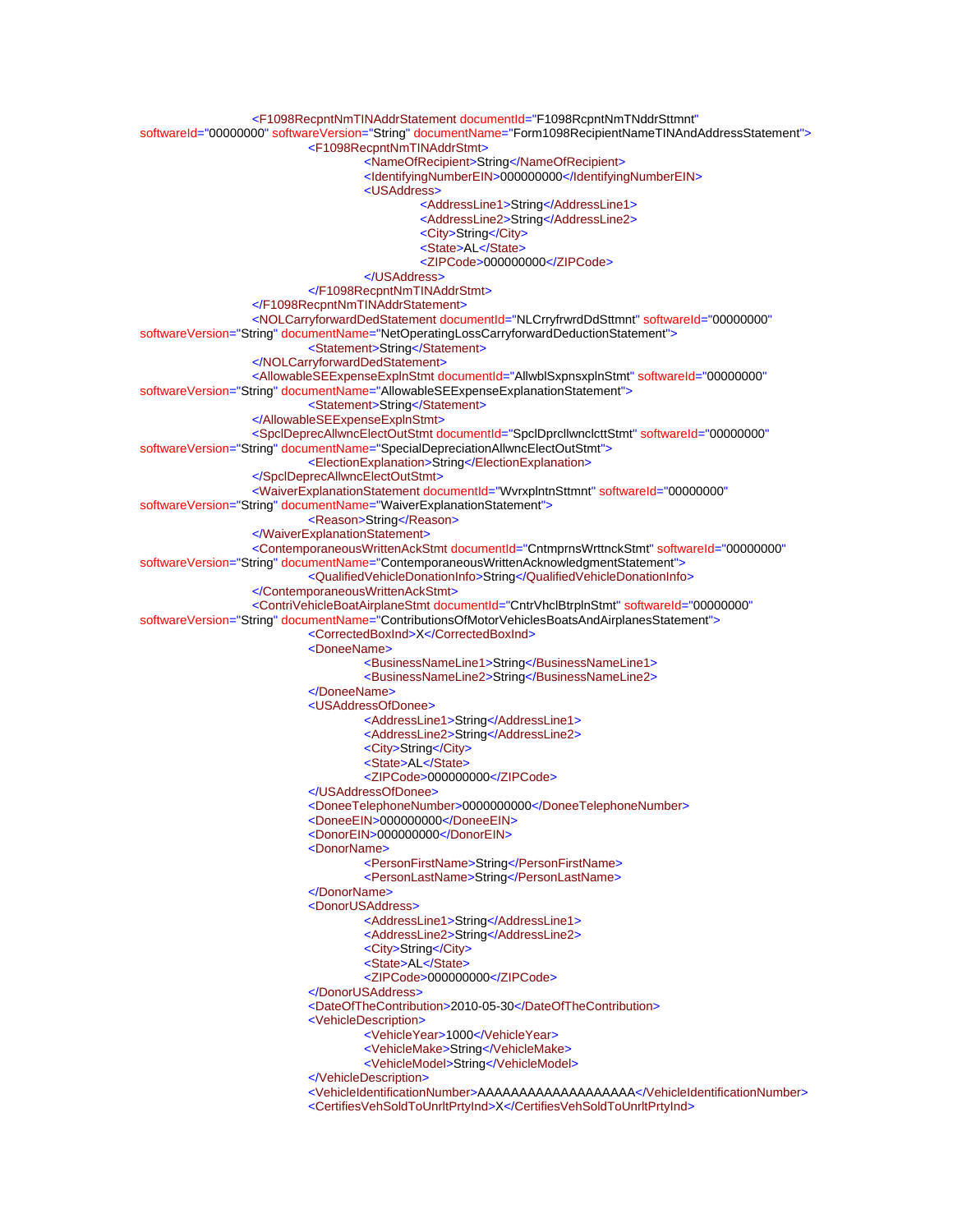```xml
<F1098RecpntNmTINAddrStatement documentId="F1098RcpntNmTNddrSttmnt" softwareId="00000000" softwareVersion="String" documentName="Form1098RecipientNameTINAndAddressStatement">
	<F1098RecpntNmTINAddrStmt>
		<NameOfRecipient>String</NameOfRecipient>
		<IdentifyingNumberEIN>000000000</IdentifyingNumberEIN>
		<USAddress>
			<AddressLine1>String</AddressLine1>
			<AddressLine2>String</AddressLine2>
			<City>String</City>
			<State>AL</State>
			<ZIPCode>000000000</ZIPCode>
		</USAddress>
	</F1098RecpntNmTINAddrStmt>
</F1098RecpntNmTINAddrStatement>
<NOLCarryforwardDedStatement documentId="NLCrryfrwrdDdSttmnt" softwareId="00000000" softwareVersion="String" documentName="NetOperatingLossCarryforwardDeductionStatement">
	<Statement>String</Statement>
</NOLCarryforwardDedStatement>
<AllowableSEExpenseExplnStmt documentId="AllwblSxpnsxplnStmt" softwareId="00000000" softwareVersion="String" documentName="AllowableSEExpenseExplanationStatement">
	<Statement>String</Statement>
</AllowableSEExpenseExplnStmt>
<SpclDeprecAllwncElectOutStmt documentId="SpclDprcllwnclctStmt" softwareId="00000000" softwareVersion="String" documentName="SpecialDepreciationAllwncElectOutStmt">
	<ElectionExplanation>String</ElectionExplanation>
</SpclDeprecAllwncElectOutStmt>
<WaiverExplanationStatement documentId="WvrxplntnSttmnt" softwareId="00000000" softwareVersion="String" documentName="WaiverExplanationStatement">
	<Reason>String</Reason>
</WaiverExplanationStatement>
<ContemporaneousWrittenAckStmt documentId="CntmprnsWrttnckStmt" softwareId="00000000" softwareVersion="String" documentName="ContemporaneousWrittenAcknowledgmentStatement">
	<QualifiedVehicleDonationInfo>String</QualifiedVehicleDonationInfo>
</ContemporaneousWrittenAckStmt>
<ContriVehicleBoatAirplaneStmt documentId="CntrVhclBtrplnStmt" softwareId="00000000" softwareVersion="String" documentName="ContributionsOfMotorVehiclesBoatsAndAirplanesStatement">
	<CorrectedBoxInd>X</CorrectedBoxInd>
	<DoneeName>
		<BusinessNameLine1>String</BusinessNameLine1>
		<BusinessNameLine2>String</BusinessNameLine2>
	</DoneeName>
	<USAddressOfDonee>
		<AddressLine1>String</AddressLine1>
		<AddressLine2>String</AddressLine2>
		<City>String</City>
		<State>AL</State>
		<ZIPCode>000000000</ZIPCode>
	</USAddressOfDonee>
	<DoneeTelephoneNumber>0000000000</DoneeTelephoneNumber>
	<DoneeEIN>000000000</DoneeEIN>
	<DonorEIN>000000000</DonorEIN>
	<DonorName>
		<PersonFirstName>String</PersonFirstName>
		<PersonLastName>String</PersonLastName>
	</DonorName>
	<DonorUSAddress>
		<AddressLine1>String</AddressLine1>
		<AddressLine2>String</AddressLine2>
		<City>String</City>
		<State>AL</State>
		<ZIPCode>000000000</ZIPCode>
	</DonorUSAddress>
	<DateOfTheContribution>2010-05-30</DateOfTheContribution>
	<VehicleDescription>
		<VehicleYear>1000</VehicleYear>
		<VehicleMake>String</VehicleMake>
		<VehicleModel>String</VehicleModel>
	</VehicleDescription>
	<VehicleIdentificationNumber>AAAAAAAAAAAAAAAAAA</VehicleIdentificationNumber>
	<CertifiesVehSoldToUnrltPrtyInd>X</CertifiesVehSoldToUnrltPrtyInd>
```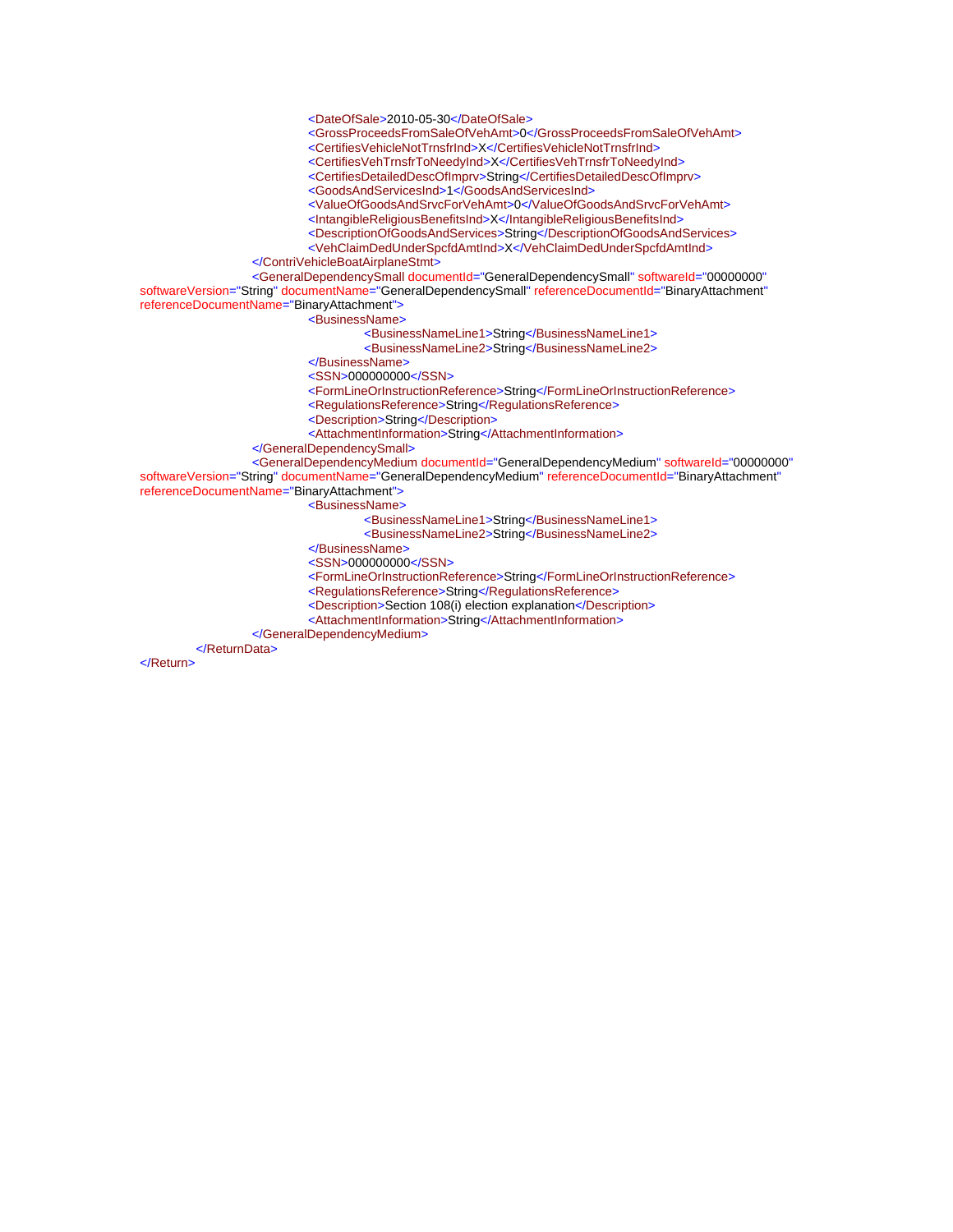```xml
                                        <DateOfSale>2010-05-30</DateOfSale>
                                        <GrossProceedsFromSaleOfVehAmt>0</GrossProceedsFromSaleOfVehAmt>
                                        <CertifiesVehicleNotTrnsfrInd>X</CertifiesVehicleNotTrnsfrInd>
                                        <CertifiesVehTrnsfrToNeedyInd>X</CertifiesVehTrnsfrToNeedyInd>
                                        <CertifiesDetailedDescOfImprv>String</CertifiesDetailedDescOfImprv>
                                        <GoodsAndServicesInd>1</GoodsAndServicesInd>
                                        <ValueOfGoodsAndSrvcForVehAmt>0</ValueOfGoodsAndSrvcForVehAmt>
                                        <IntangibleReligiousBenefitsInd>X</IntangibleReligiousBenefitsInd>
                                        <DescriptionOfGoodsAndServices>String</DescriptionOfGoodsAndServices>
                                        <VehClaimDedUnderSpcfdAmtInd>X</VehClaimDedUnderSpcfdAmtInd>
                              </ContriVehicleBoatAirplaneStmt>
                              <GeneralDependencySmall documentId="GeneralDependencySmall" softwareId="00000000"
softwareVersion="String" documentName="GeneralDependencySmall" referenceDocumentId="BinaryAttachment"
referenceDocumentName="BinaryAttachment">
                                        <BusinessName>
                                                  <BusinessNameLine1>String</BusinessNameLine1>
                                                  <BusinessNameLine2>String</BusinessNameLine2>
                                        </BusinessName>
                                        <SSN>000000000</SSN>
                                        <FormLineOrInstructionReference>String</FormLineOrInstructionReference>
                                        <RegulationsReference>String</RegulationsReference>
                                        <Description>String</Description>
                                        <AttachmentInformation>String</AttachmentInformation>
                              </GeneralDependencySmall>
                              <GeneralDependencyMedium documentId="GeneralDependencyMedium" softwareId="00000000"
softwareVersion="String" documentName="GeneralDependencyMedium" referenceDocumentId="BinaryAttachment"
referenceDocumentName="BinaryAttachment">
                                        <BusinessName>
                                                  <BusinessNameLine1>String</BusinessNameLine1>
                                                  <BusinessNameLine2>String</BusinessNameLine2>
                                        </BusinessName>
                                        <SSN>000000000</SSN>
                                        <FormLineOrInstructionReference>String</FormLineOrInstructionReference>
                                        <RegulationsReference>String</RegulationsReference>
                                        <Description>Section 108(i) election explanation</Description>
                                        <AttachmentInformation>String</AttachmentInformation>
                              </GeneralDependencyMedium>
          </ReturnData>
</Return>
```